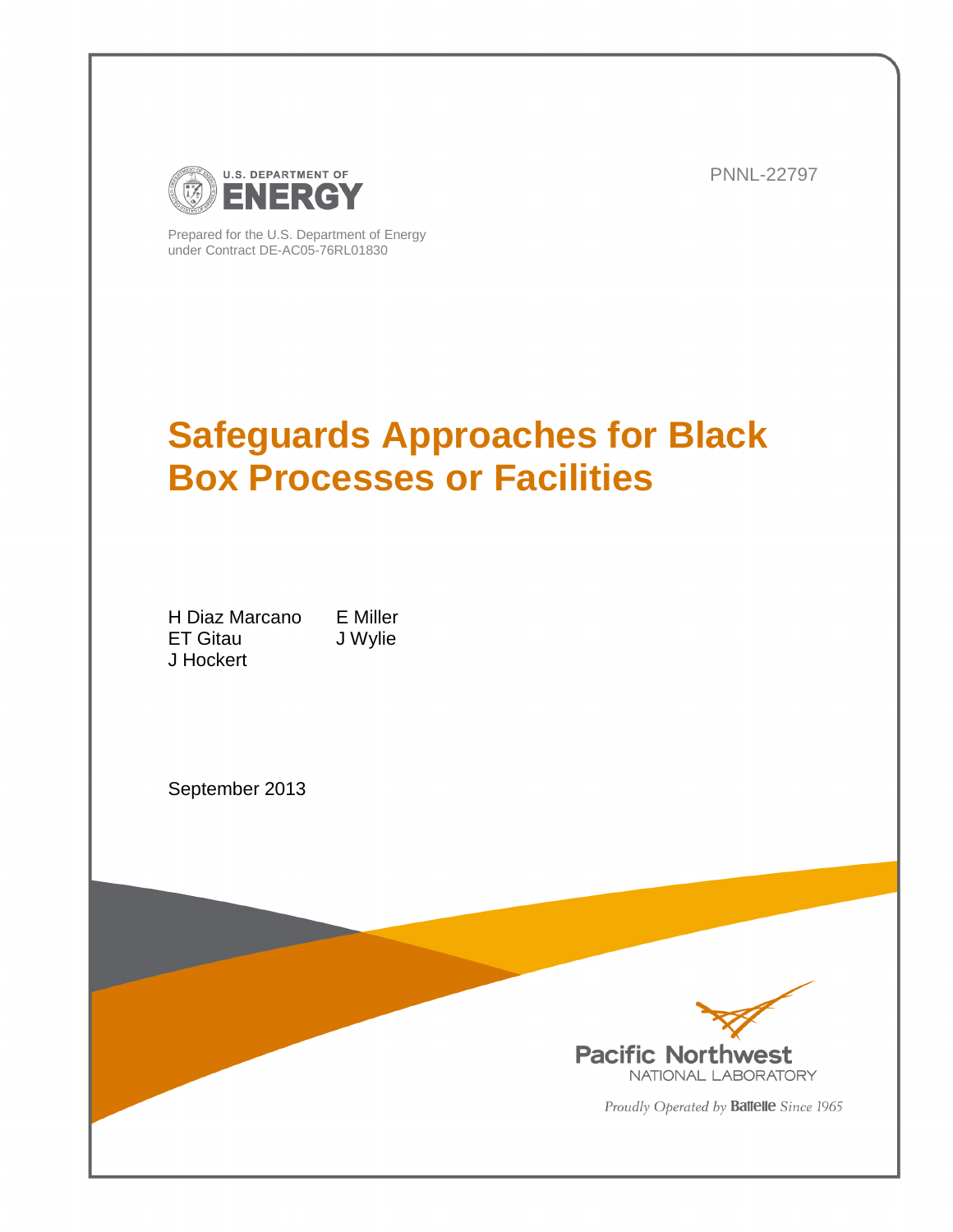U.S. DEPARTMENT OF ENERGY

PNNL-22797

Prepared for the U.S. Department of Energy
under Contract DE-AC05-76RL01830

# Safeguards Approaches for Black Box Processes or Facilities

H Diaz Marcano
ET Gitau
J Hockert
E Miller
J Wylie

September 2013

Pacific Northwest NATIONAL LABORATORY

*Proudly Operated by* **Battelle** *Since 1965*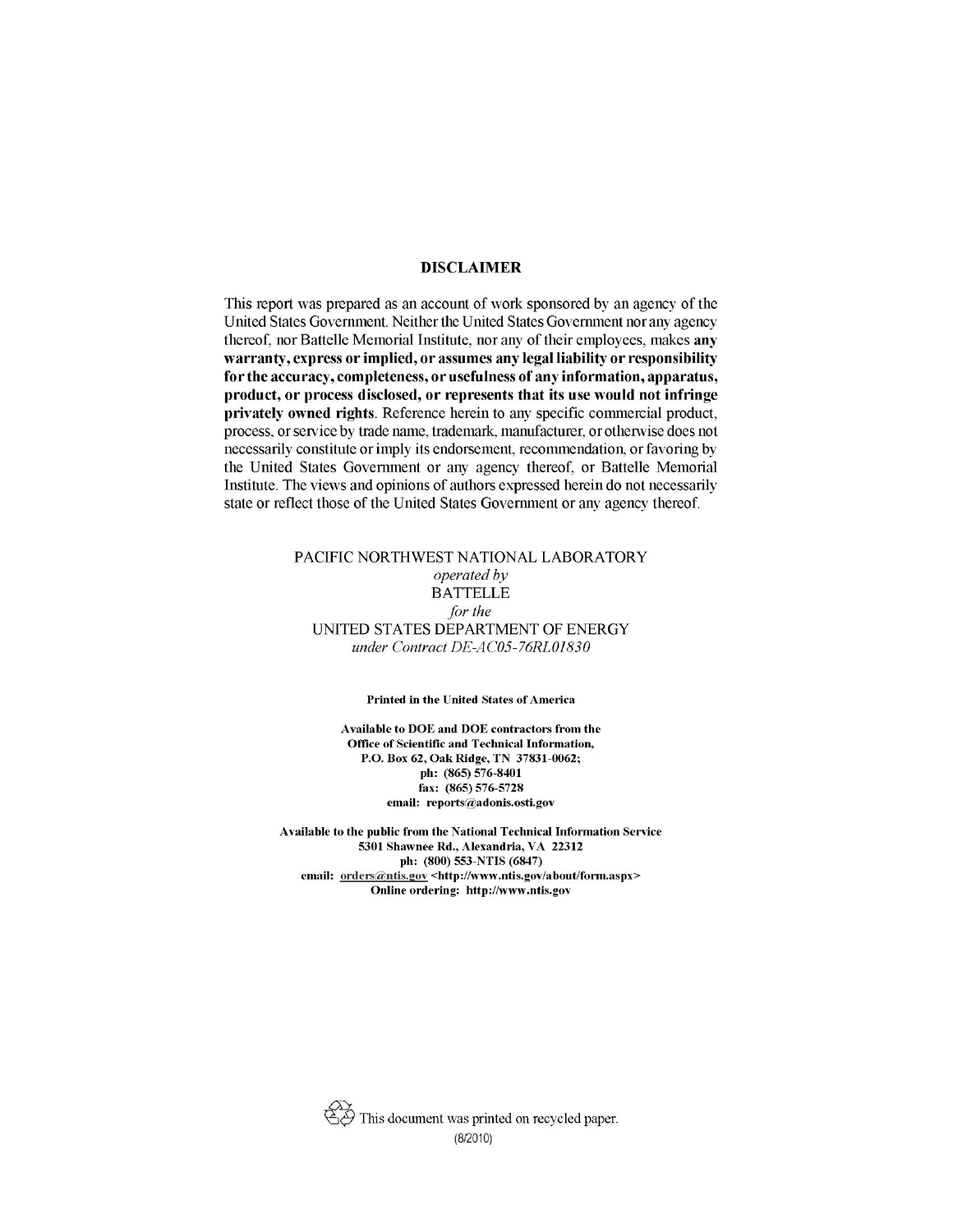## DISCLAIMER

This report was prepared as an account of work sponsored by an agency of the United States Government. Neither the United States Government nor any agency thereof, nor Battelle Memorial Institute, nor any of their employees, makes **any warranty, express or implied, or assumes any legal liability or responsibility for the accuracy, completeness, or usefulness of any information, apparatus, product, or process disclosed, or represents that its use would not infringe privately owned rights**. Reference herein to any specific commercial product, process, or service by trade name, trademark, manufacturer, or otherwise does not necessarily constitute or imply its endorsement, recommendation, or favoring by the United States Government or any agency thereof, or Battelle Memorial Institute. The views and opinions of authors expressed herein do not necessarily state or reflect those of the United States Government or any agency thereof.

PACIFIC NORTHWEST NATIONAL LABORATORY
*operated by*
BATTELLE
*for the*
UNITED STATES DEPARTMENT OF ENERGY
*under Contract DE-AC05-76RL01830*

**Printed in the United States of America**

**Available to DOE and DOE contractors from the Office of Scientific and Technical Information, P.O. Box 62, Oak Ridge, TN 37831-0062; ph: (865) 576-8401 fax: (865) 576-5728 email: reports@adonis.osti.gov**

**Available to the public from the National Technical Information Service 5301 Shawnee Rd., Alexandria, VA 22312 ph: (800) 553-NTIS (6847) email: orders@ntis.gov <http://www.ntis.gov/about/form.aspx> Online ordering: http://www.ntis.gov**

This document was printed on recycled paper.

(8/2010)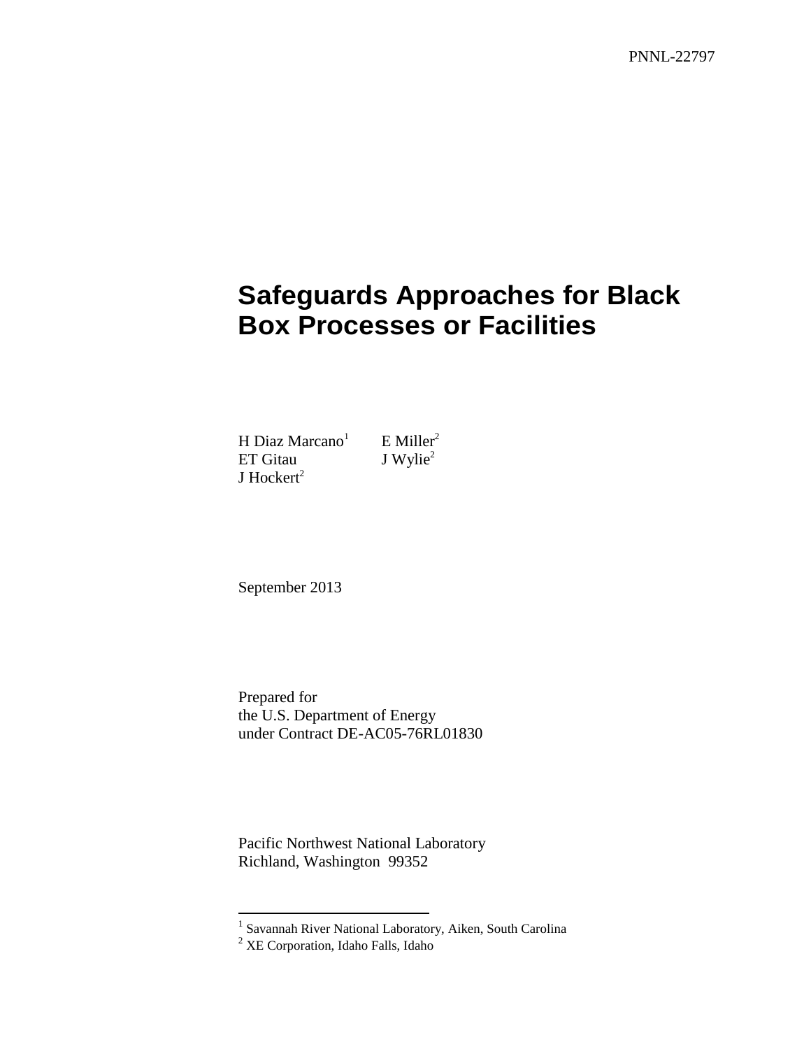PNNL-22797

# Safeguards Approaches for Black Box Processes or Facilities

H Diaz Marcano[1]
ET Gitau
J Hockert[2]
E Miller[2]
J Wylie[2]

September 2013

Prepared for
the U.S. Department of Energy
under Contract DE-AC05-76RL01830

Pacific Northwest National Laboratory
Richland, Washington 99352

[1] Savannah River National Laboratory, Aiken, South Carolina
[2] XE Corporation, Idaho Falls, Idaho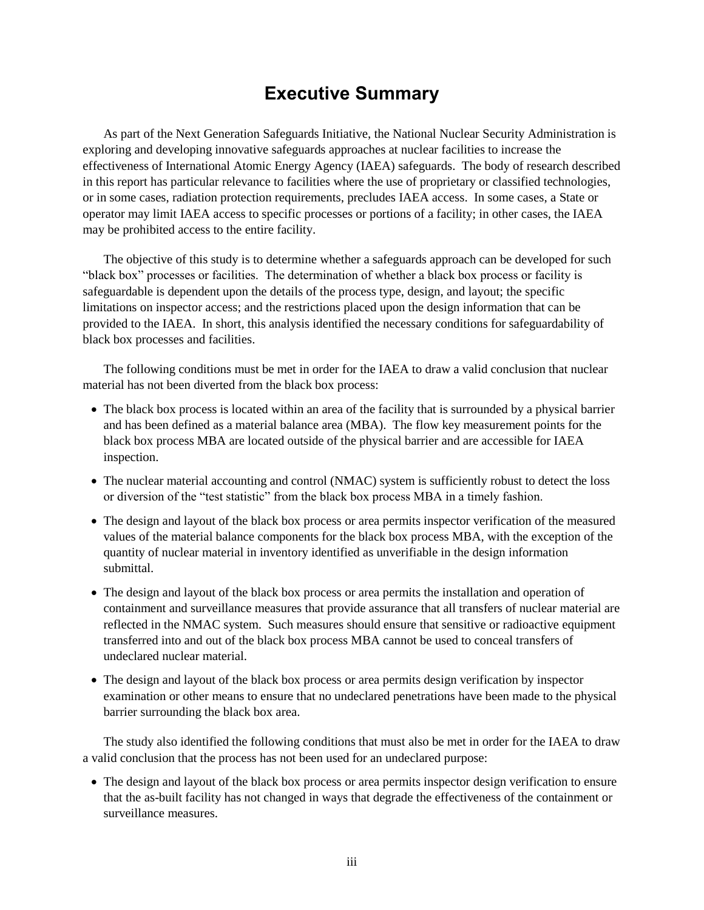# Executive Summary

As part of the Next Generation Safeguards Initiative, the National Nuclear Security Administration is exploring and developing innovative safeguards approaches at nuclear facilities to increase the effectiveness of International Atomic Energy Agency (IAEA) safeguards. The body of research described in this report has particular relevance to facilities where the use of proprietary or classified technologies, or in some cases, radiation protection requirements, precludes IAEA access. In some cases, a State or operator may limit IAEA access to specific processes or portions of a facility; in other cases, the IAEA may be prohibited access to the entire facility.

The objective of this study is to determine whether a safeguards approach can be developed for such "black box" processes or facilities. The determination of whether a black box process or facility is safeguardable is dependent upon the details of the process type, design, and layout; the specific limitations on inspector access; and the restrictions placed upon the design information that can be provided to the IAEA. In short, this analysis identified the necessary conditions for safeguardability of black box processes and facilities.

The following conditions must be met in order for the IAEA to draw a valid conclusion that nuclear material has not been diverted from the black box process:

- The black box process is located within an area of the facility that is surrounded by a physical barrier and has been defined as a material balance area (MBA). The flow key measurement points for the black box process MBA are located outside of the physical barrier and are accessible for IAEA inspection.
- The nuclear material accounting and control (NMAC) system is sufficiently robust to detect the loss or diversion of the "test statistic" from the black box process MBA in a timely fashion.
- The design and layout of the black box process or area permits inspector verification of the measured values of the material balance components for the black box process MBA, with the exception of the quantity of nuclear material in inventory identified as unverifiable in the design information submittal.
- The design and layout of the black box process or area permits the installation and operation of containment and surveillance measures that provide assurance that all transfers of nuclear material are reflected in the NMAC system. Such measures should ensure that sensitive or radioactive equipment transferred into and out of the black box process MBA cannot be used to conceal transfers of undeclared nuclear material.
- The design and layout of the black box process or area permits design verification by inspector examination or other means to ensure that no undeclared penetrations have been made to the physical barrier surrounding the black box area.

The study also identified the following conditions that must also be met in order for the IAEA to draw a valid conclusion that the process has not been used for an undeclared purpose:

- The design and layout of the black box process or area permits inspector design verification to ensure that the as-built facility has not changed in ways that degrade the effectiveness of the containment or surveillance measures.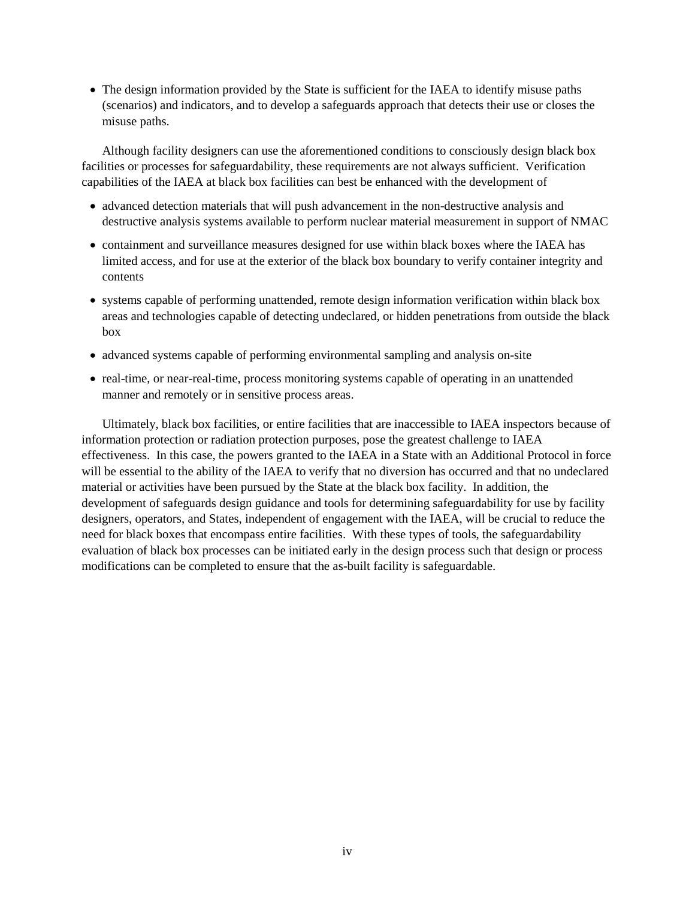- The design information provided by the State is sufficient for the IAEA to identify misuse paths (scenarios) and indicators, and to develop a safeguards approach that detects their use or closes the misuse paths.

Although facility designers can use the aforementioned conditions to consciously design black box facilities or processes for safeguardability, these requirements are not always sufficient. Verification capabilities of the IAEA at black box facilities can best be enhanced with the development of

- advanced detection materials that will push advancement in the non-destructive analysis and destructive analysis systems available to perform nuclear material measurement in support of NMAC
- containment and surveillance measures designed for use within black boxes where the IAEA has limited access, and for use at the exterior of the black box boundary to verify container integrity and contents
- systems capable of performing unattended, remote design information verification within black box areas and technologies capable of detecting undeclared, or hidden penetrations from outside the black box
- advanced systems capable of performing environmental sampling and analysis on-site
- real-time, or near-real-time, process monitoring systems capable of operating in an unattended manner and remotely or in sensitive process areas.

Ultimately, black box facilities, or entire facilities that are inaccessible to IAEA inspectors because of information protection or radiation protection purposes, pose the greatest challenge to IAEA effectiveness. In this case, the powers granted to the IAEA in a State with an Additional Protocol in force will be essential to the ability of the IAEA to verify that no diversion has occurred and that no undeclared material or activities have been pursued by the State at the black box facility. In addition, the development of safeguards design guidance and tools for determining safeguardability for use by facility designers, operators, and States, independent of engagement with the IAEA, will be crucial to reduce the need for black boxes that encompass entire facilities. With these types of tools, the safeguardability evaluation of black box processes can be initiated early in the design process such that design or process modifications can be completed to ensure that the as-built facility is safeguardable.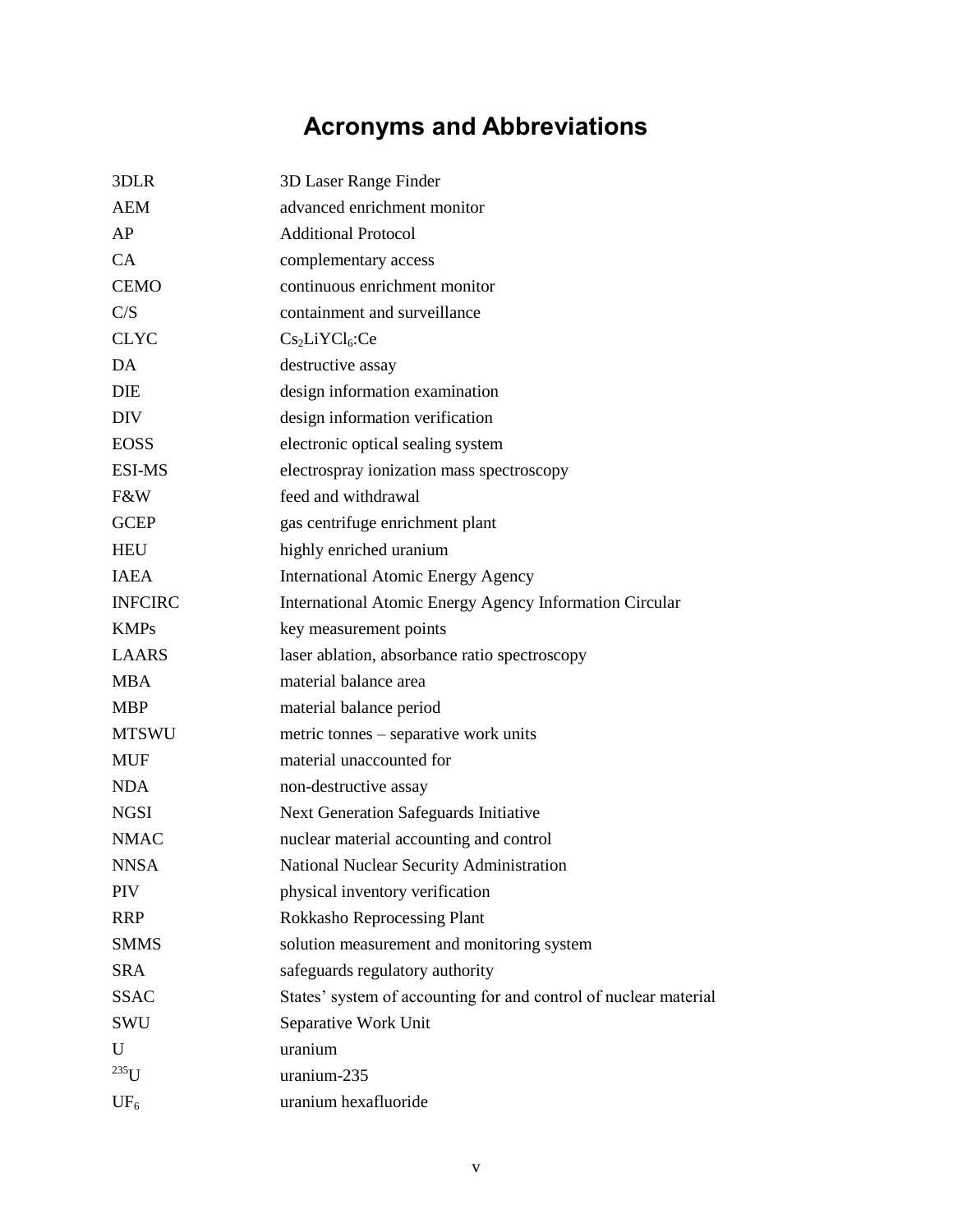# Acronyms and Abbreviations

| | |
|---|---|
| 3DLR | 3D Laser Range Finder |
| AEM | advanced enrichment monitor |
| AP | Additional Protocol |
| CA | complementary access |
| CEMO | continuous enrichment monitor |
| C/S | containment and surveillance |
| CLYC | $Cs_2LiYCl_6$:Ce |
| DA | destructive assay |
| DIE | design information examination |
| DIV | design information verification |
| EOSS | electronic optical sealing system |
| ESI-MS | electrospray ionization mass spectroscopy |
| F&W | feed and withdrawal |
| GCEP | gas centrifuge enrichment plant |
| HEU | highly enriched uranium |
| IAEA | International Atomic Energy Agency |
| INFCIRC | International Atomic Energy Agency Information Circular |
| KMPs | key measurement points |
| LAARS | laser ablation, absorbance ratio spectroscopy |
| MBA | material balance area |
| MBP | material balance period |
| MTSWU | metric tonnes – separative work units |
| MUF | material unaccounted for |
| NDA | non-destructive assay |
| NGSI | Next Generation Safeguards Initiative |
| NMAC | nuclear material accounting and control |
| NNSA | National Nuclear Security Administration |
| PIV | physical inventory verification |
| RRP | Rokkasho Reprocessing Plant |
| SMMS | solution measurement and monitoring system |
| SRA | safeguards regulatory authority |
| SSAC | States' system of accounting for and control of nuclear material |
| SWU | Separative Work Unit |
| U | uranium |
| $^{235}U$ | uranium-235 |
| $UF_6$ | uranium hexafluoride |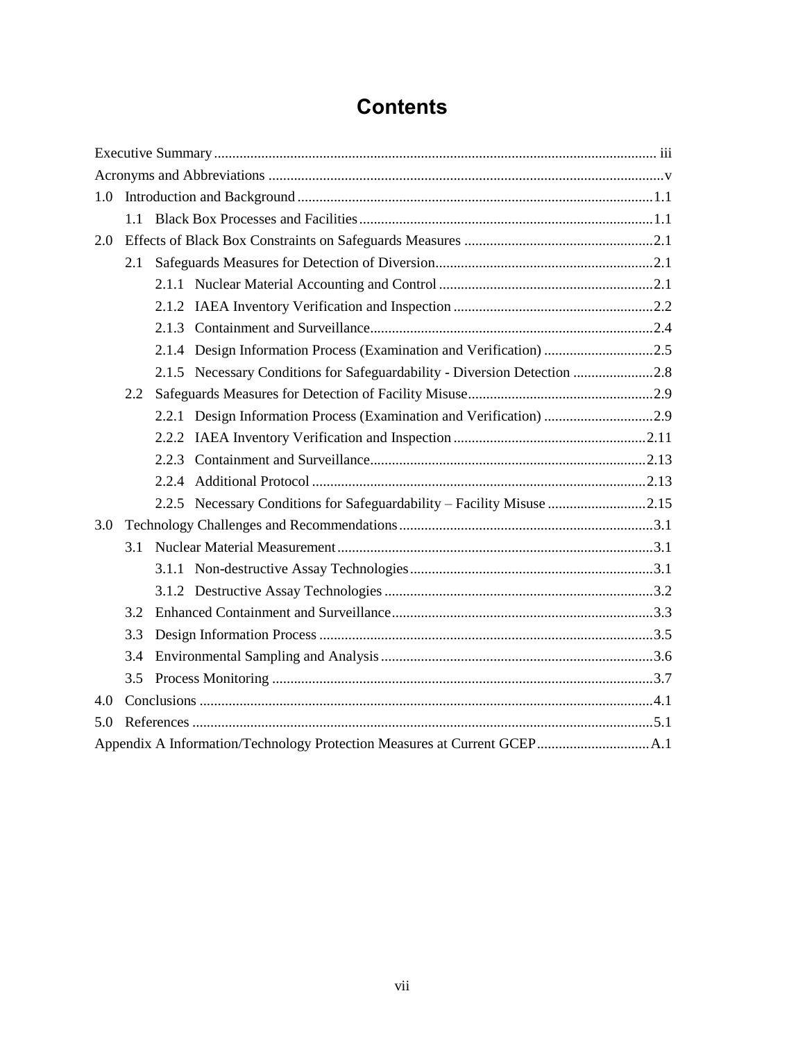# Contents

Executive Summary ........ iii

Acronyms and Abbreviations ........ v

1.0 Introduction and Background ........ 1.1

- 1.1 Black Box Processes and Facilities ........ 1.1

2.0 Effects of Black Box Constraints on Safeguards Measures ........ 2.1

- 2.1 Safeguards Measures for Detection of Diversion ........ 2.1
  - 2.1.1 Nuclear Material Accounting and Control ........ 2.1
  - 2.1.2 IAEA Inventory Verification and Inspection ........ 2.2
  - 2.1.3 Containment and Surveillance ........ 2.4
  - 2.1.4 Design Information Process (Examination and Verification) ........ 2.5
  - 2.1.5 Necessary Conditions for Safeguardability - Diversion Detection ........ 2.8
- 2.2 Safeguards Measures for Detection of Facility Misuse ........ 2.9
  - 2.2.1 Design Information Process (Examination and Verification) ........ 2.9
  - 2.2.2 IAEA Inventory Verification and Inspection ........ 2.11
  - 2.2.3 Containment and Surveillance ........ 2.13
  - 2.2.4 Additional Protocol ........ 2.13
  - 2.2.5 Necessary Conditions for Safeguardability – Facility Misuse ........ 2.15

3.0 Technology Challenges and Recommendations ........ 3.1

- 3.1 Nuclear Material Measurement ........ 3.1
  - 3.1.1 Non-destructive Assay Technologies ........ 3.1
  - 3.1.2 Destructive Assay Technologies ........ 3.2
- 3.2 Enhanced Containment and Surveillance ........ 3.3
- 3.3 Design Information Process ........ 3.5
- 3.4 Environmental Sampling and Analysis ........ 3.6
- 3.5 Process Monitoring ........ 3.7

4.0 Conclusions ........ 4.1

5.0 References ........ 5.1

Appendix A Information/Technology Protection Measures at Current GCEP ........ A.1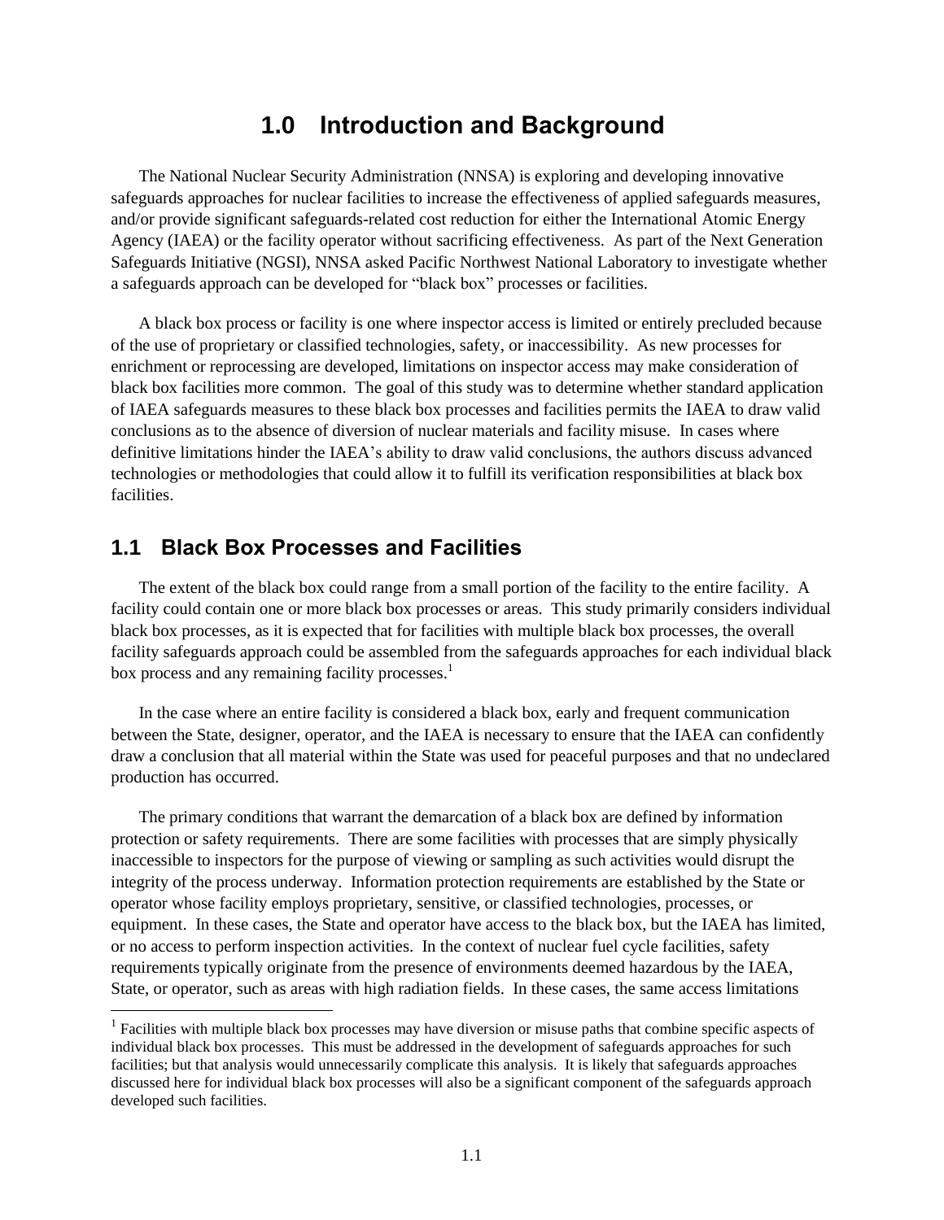# 1.0 Introduction and Background

The National Nuclear Security Administration (NNSA) is exploring and developing innovative safeguards approaches for nuclear facilities to increase the effectiveness of applied safeguards measures, and/or provide significant safeguards-related cost reduction for either the International Atomic Energy Agency (IAEA) or the facility operator without sacrificing effectiveness. As part of the Next Generation Safeguards Initiative (NGSI), NNSA asked Pacific Northwest National Laboratory to investigate whether a safeguards approach can be developed for "black box" processes or facilities.

A black box process or facility is one where inspector access is limited or entirely precluded because of the use of proprietary or classified technologies, safety, or inaccessibility. As new processes for enrichment or reprocessing are developed, limitations on inspector access may make consideration of black box facilities more common. The goal of this study was to determine whether standard application of IAEA safeguards measures to these black box processes and facilities permits the IAEA to draw valid conclusions as to the absence of diversion of nuclear materials and facility misuse. In cases where definitive limitations hinder the IAEA's ability to draw valid conclusions, the authors discuss advanced technologies or methodologies that could allow it to fulfill its verification responsibilities at black box facilities.

## 1.1 Black Box Processes and Facilities

The extent of the black box could range from a small portion of the facility to the entire facility. A facility could contain one or more black box processes or areas. This study primarily considers individual black box processes, as it is expected that for facilities with multiple black box processes, the overall facility safeguards approach could be assembled from the safeguards approaches for each individual black box process and any remaining facility processes.[1]

In the case where an entire facility is considered a black box, early and frequent communication between the State, designer, operator, and the IAEA is necessary to ensure that the IAEA can confidently draw a conclusion that all material within the State was used for peaceful purposes and that no undeclared production has occurred.

The primary conditions that warrant the demarcation of a black box are defined by information protection or safety requirements. There are some facilities with processes that are simply physically inaccessible to inspectors for the purpose of viewing or sampling as such activities would disrupt the integrity of the process underway. Information protection requirements are established by the State or operator whose facility employs proprietary, sensitive, or classified technologies, processes, or equipment. In these cases, the State and operator have access to the black box, but the IAEA has limited, or no access to perform inspection activities. In the context of nuclear fuel cycle facilities, safety requirements typically originate from the presence of environments deemed hazardous by the IAEA, State, or operator, such as areas with high radiation fields. In these cases, the same access limitations

[1] Facilities with multiple black box processes may have diversion or misuse paths that combine specific aspects of individual black box processes. This must be addressed in the development of safeguards approaches for such facilities; but that analysis would unnecessarily complicate this analysis. It is likely that safeguards approaches discussed here for individual black box processes will also be a significant component of the safeguards approach developed such facilities.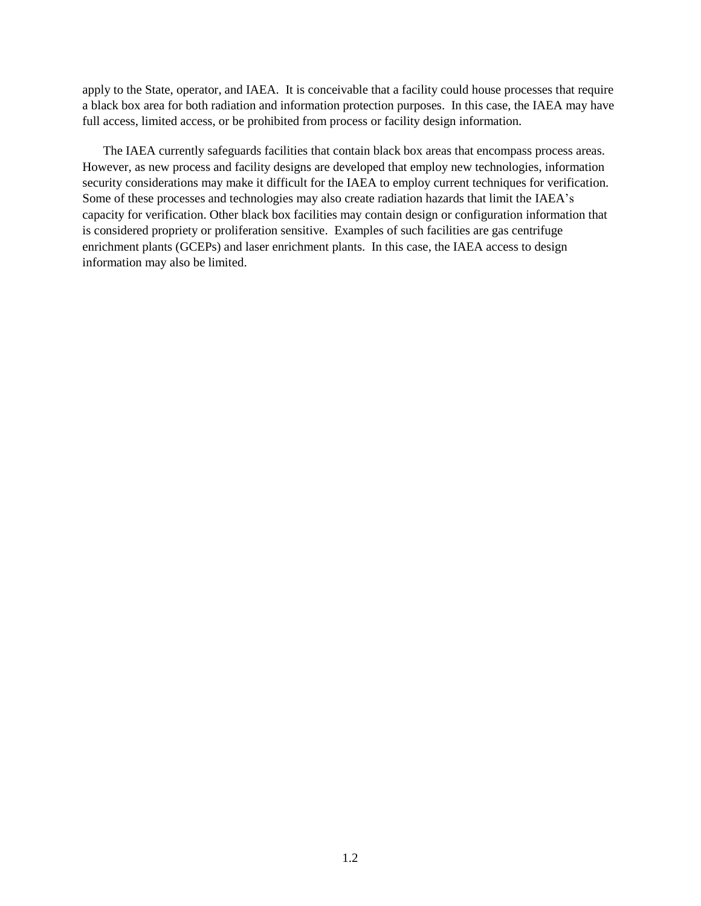apply to the State, operator, and IAEA.  It is conceivable that a facility could house processes that require a black box area for both radiation and information protection purposes.  In this case, the IAEA may have full access, limited access, or be prohibited from process or facility design information.

The IAEA currently safeguards facilities that contain black box areas that encompass process areas. However, as new process and facility designs are developed that employ new technologies, information security considerations may make it difficult for the IAEA to employ current techniques for verification. Some of these processes and technologies may also create radiation hazards that limit the IAEA's capacity for verification. Other black box facilities may contain design or configuration information that is considered propriety or proliferation sensitive.  Examples of such facilities are gas centrifuge enrichment plants (GCEPs) and laser enrichment plants.  In this case, the IAEA access to design information may also be limited.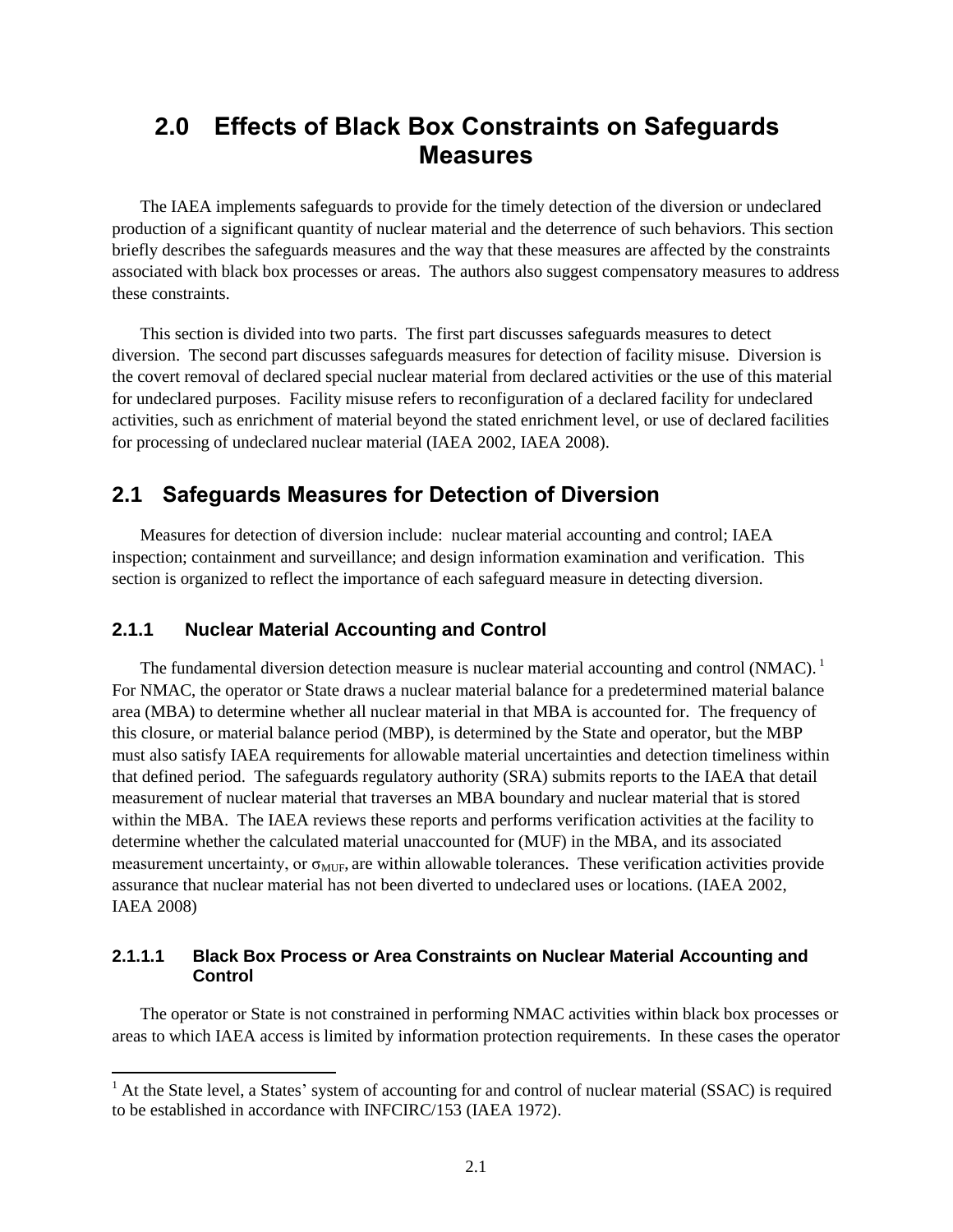# 2.0 Effects of Black Box Constraints on Safeguards Measures

The IAEA implements safeguards to provide for the timely detection of the diversion or undeclared production of a significant quantity of nuclear material and the deterrence of such behaviors. This section briefly describes the safeguards measures and the way that these measures are affected by the constraints associated with black box processes or areas. The authors also suggest compensatory measures to address these constraints.

This section is divided into two parts. The first part discusses safeguards measures to detect diversion. The second part discusses safeguards measures for detection of facility misuse. Diversion is the covert removal of declared special nuclear material from declared activities or the use of this material for undeclared purposes. Facility misuse refers to reconfiguration of a declared facility for undeclared activities, such as enrichment of material beyond the stated enrichment level, or use of declared facilities for processing of undeclared nuclear material (IAEA 2002, IAEA 2008).

## 2.1 Safeguards Measures for Detection of Diversion

Measures for detection of diversion include: nuclear material accounting and control; IAEA inspection; containment and surveillance; and design information examination and verification. This section is organized to reflect the importance of each safeguard measure in detecting diversion.

### 2.1.1 Nuclear Material Accounting and Control

The fundamental diversion detection measure is nuclear material accounting and control (NMAC).[1] For NMAC, the operator or State draws a nuclear material balance for a predetermined material balance area (MBA) to determine whether all nuclear material in that MBA is accounted for. The frequency of this closure, or material balance period (MBP), is determined by the State and operator, but the MBP must also satisfy IAEA requirements for allowable material uncertainties and detection timeliness within that defined period. The safeguards regulatory authority (SRA) submits reports to the IAEA that detail measurement of nuclear material that traverses an MBA boundary and nuclear material that is stored within the MBA. The IAEA reviews these reports and performs verification activities at the facility to determine whether the calculated material unaccounted for (MUF) in the MBA, and its associated measurement uncertainty, or $\sigma_{MUF}$, are within allowable tolerances. These verification activities provide assurance that nuclear material has not been diverted to undeclared uses or locations. (IAEA 2002, IAEA 2008)

#### 2.1.1.1 Black Box Process or Area Constraints on Nuclear Material Accounting and Control

The operator or State is not constrained in performing NMAC activities within black box processes or areas to which IAEA access is limited by information protection requirements. In these cases the operator

[1] At the State level, a States' system of accounting for and control of nuclear material (SSAC) is required to be established in accordance with INFCIRC/153 (IAEA 1972).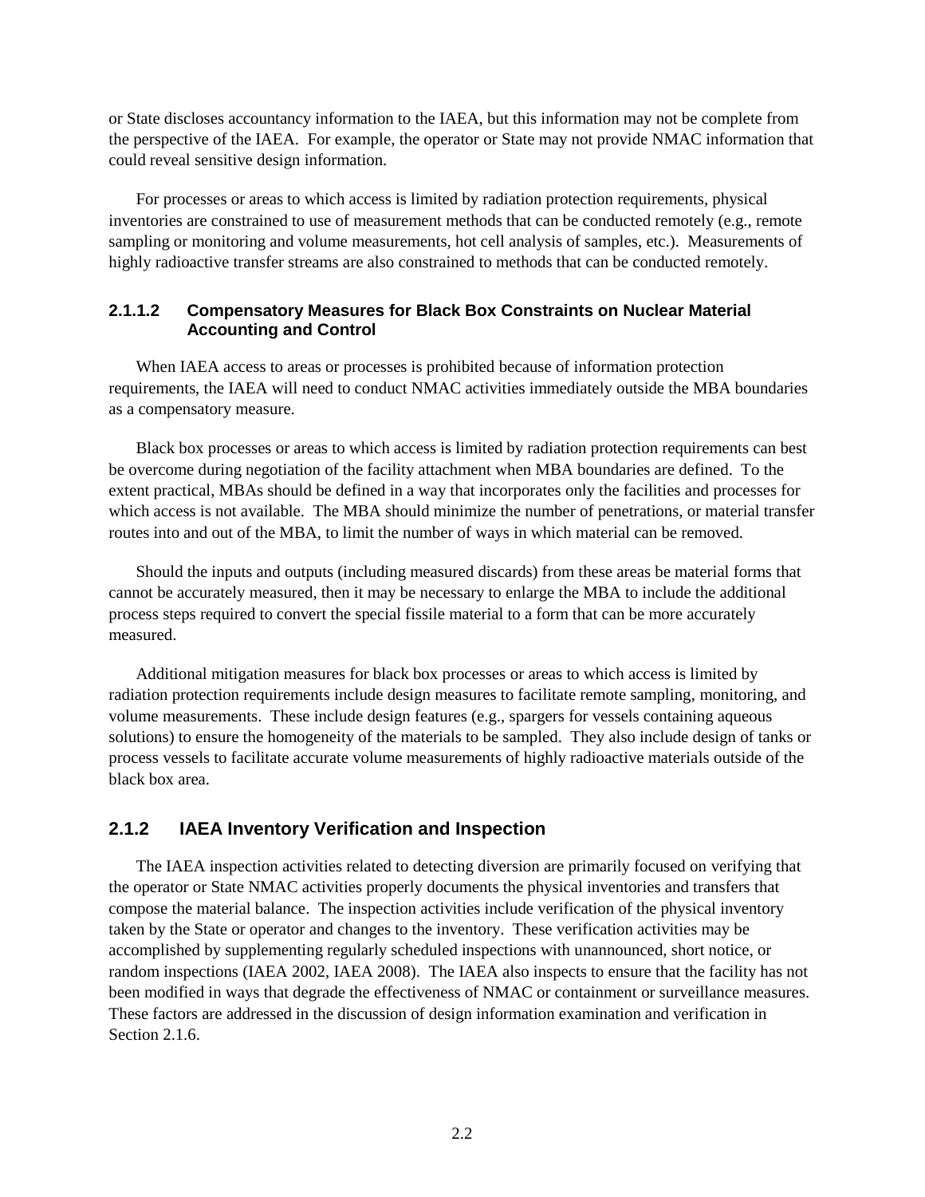or State discloses accountancy information to the IAEA, but this information may not be complete from the perspective of the IAEA. For example, the operator or State may not provide NMAC information that could reveal sensitive design information.

For processes or areas to which access is limited by radiation protection requirements, physical inventories are constrained to use of measurement methods that can be conducted remotely (e.g., remote sampling or monitoring and volume measurements, hot cell analysis of samples, etc.). Measurements of highly radioactive transfer streams are also constrained to methods that can be conducted remotely.

#### 2.1.1.2 Compensatory Measures for Black Box Constraints on Nuclear Material Accounting and Control

When IAEA access to areas or processes is prohibited because of information protection requirements, the IAEA will need to conduct NMAC activities immediately outside the MBA boundaries as a compensatory measure.

Black box processes or areas to which access is limited by radiation protection requirements can best be overcome during negotiation of the facility attachment when MBA boundaries are defined. To the extent practical, MBAs should be defined in a way that incorporates only the facilities and processes for which access is not available. The MBA should minimize the number of penetrations, or material transfer routes into and out of the MBA, to limit the number of ways in which material can be removed.

Should the inputs and outputs (including measured discards) from these areas be material forms that cannot be accurately measured, then it may be necessary to enlarge the MBA to include the additional process steps required to convert the special fissile material to a form that can be more accurately measured.

Additional mitigation measures for black box processes or areas to which access is limited by radiation protection requirements include design measures to facilitate remote sampling, monitoring, and volume measurements. These include design features (e.g., spargers for vessels containing aqueous solutions) to ensure the homogeneity of the materials to be sampled. They also include design of tanks or process vessels to facilitate accurate volume measurements of highly radioactive materials outside of the black box area.

### 2.1.2 IAEA Inventory Verification and Inspection

The IAEA inspection activities related to detecting diversion are primarily focused on verifying that the operator or State NMAC activities properly documents the physical inventories and transfers that compose the material balance. The inspection activities include verification of the physical inventory taken by the State or operator and changes to the inventory. These verification activities may be accomplished by supplementing regularly scheduled inspections with unannounced, short notice, or random inspections (IAEA 2002, IAEA 2008). The IAEA also inspects to ensure that the facility has not been modified in ways that degrade the effectiveness of NMAC or containment or surveillance measures. These factors are addressed in the discussion of design information examination and verification in Section 2.1.6.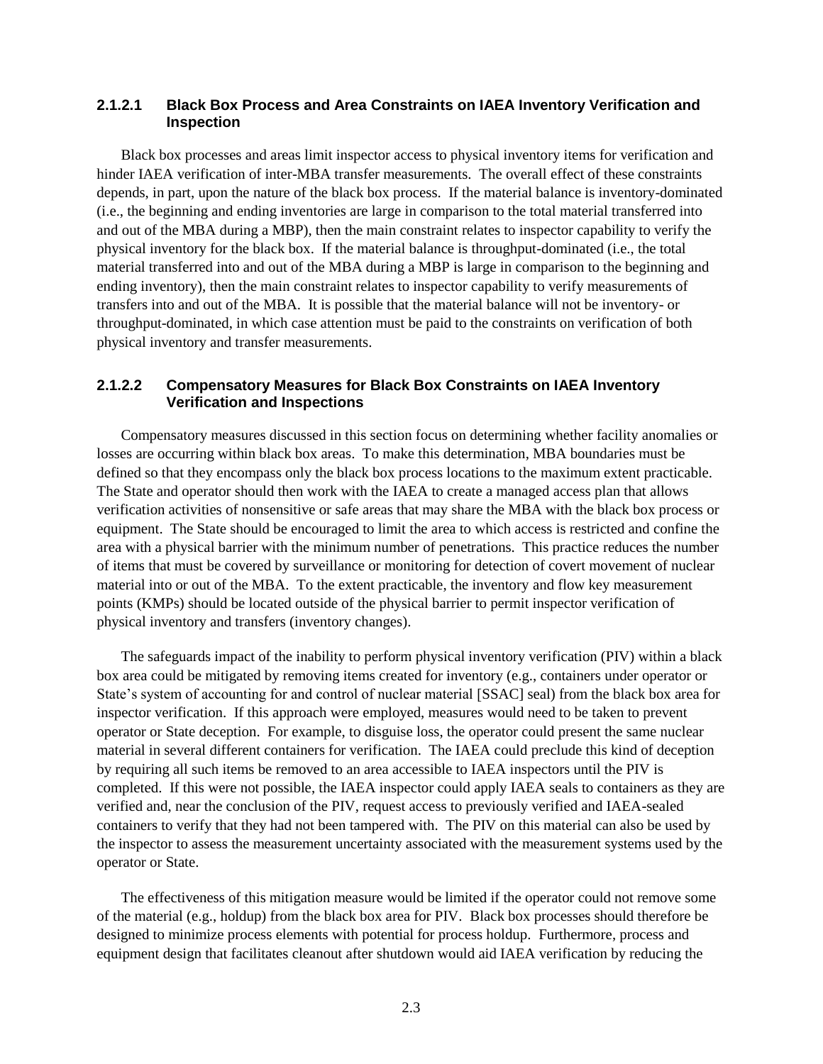#### 2.1.2.1 Black Box Process and Area Constraints on IAEA Inventory Verification and Inspection

Black box processes and areas limit inspector access to physical inventory items for verification and hinder IAEA verification of inter-MBA transfer measurements. The overall effect of these constraints depends, in part, upon the nature of the black box process. If the material balance is inventory-dominated (i.e., the beginning and ending inventories are large in comparison to the total material transferred into and out of the MBA during a MBP), then the main constraint relates to inspector capability to verify the physical inventory for the black box. If the material balance is throughput-dominated (i.e., the total material transferred into and out of the MBA during a MBP is large in comparison to the beginning and ending inventory), then the main constraint relates to inspector capability to verify measurements of transfers into and out of the MBA. It is possible that the material balance will not be inventory- or throughput-dominated, in which case attention must be paid to the constraints on verification of both physical inventory and transfer measurements.

#### 2.1.2.2 Compensatory Measures for Black Box Constraints on IAEA Inventory Verification and Inspections

Compensatory measures discussed in this section focus on determining whether facility anomalies or losses are occurring within black box areas. To make this determination, MBA boundaries must be defined so that they encompass only the black box process locations to the maximum extent practicable. The State and operator should then work with the IAEA to create a managed access plan that allows verification activities of nonsensitive or safe areas that may share the MBA with the black box process or equipment. The State should be encouraged to limit the area to which access is restricted and confine the area with a physical barrier with the minimum number of penetrations. This practice reduces the number of items that must be covered by surveillance or monitoring for detection of covert movement of nuclear material into or out of the MBA. To the extent practicable, the inventory and flow key measurement points (KMPs) should be located outside of the physical barrier to permit inspector verification of physical inventory and transfers (inventory changes).

The safeguards impact of the inability to perform physical inventory verification (PIV) within a black box area could be mitigated by removing items created for inventory (e.g., containers under operator or State's system of accounting for and control of nuclear material [SSAC] seal) from the black box area for inspector verification. If this approach were employed, measures would need to be taken to prevent operator or State deception. For example, to disguise loss, the operator could present the same nuclear material in several different containers for verification. The IAEA could preclude this kind of deception by requiring all such items be removed to an area accessible to IAEA inspectors until the PIV is completed. If this were not possible, the IAEA inspector could apply IAEA seals to containers as they are verified and, near the conclusion of the PIV, request access to previously verified and IAEA-sealed containers to verify that they had not been tampered with. The PIV on this material can also be used by the inspector to assess the measurement uncertainty associated with the measurement systems used by the operator or State.

The effectiveness of this mitigation measure would be limited if the operator could not remove some of the material (e.g., holdup) from the black box area for PIV. Black box processes should therefore be designed to minimize process elements with potential for process holdup. Furthermore, process and equipment design that facilitates cleanout after shutdown would aid IAEA verification by reducing the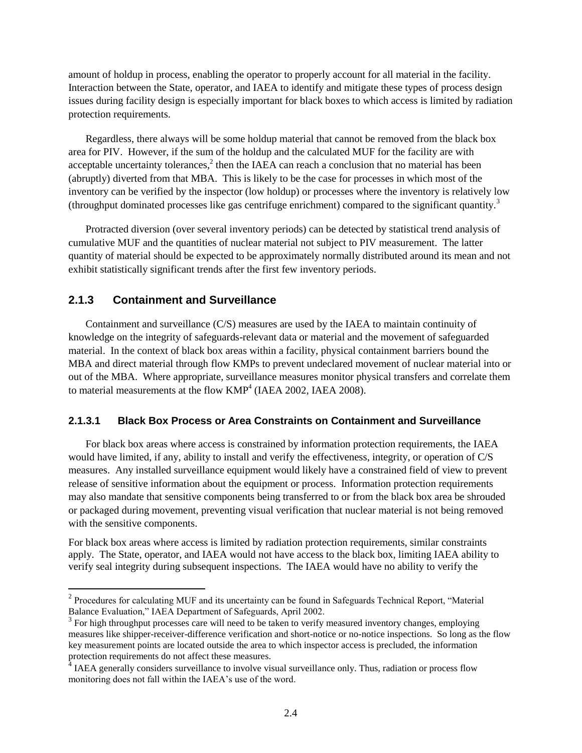amount of holdup in process, enabling the operator to properly account for all material in the facility. Interaction between the State, operator, and IAEA to identify and mitigate these types of process design issues during facility design is especially important for black boxes to which access is limited by radiation protection requirements.

Regardless, there always will be some holdup material that cannot be removed from the black box area for PIV. However, if the sum of the holdup and the calculated MUF for the facility are with acceptable uncertainty tolerances,[2] then the IAEA can reach a conclusion that no material has been (abruptly) diverted from that MBA. This is likely to be the case for processes in which most of the inventory can be verified by the inspector (low holdup) or processes where the inventory is relatively low (throughput dominated processes like gas centrifuge enrichment) compared to the significant quantity.[3]

Protracted diversion (over several inventory periods) can be detected by statistical trend analysis of cumulative MUF and the quantities of nuclear material not subject to PIV measurement. The latter quantity of material should be expected to be approximately normally distributed around its mean and not exhibit statistically significant trends after the first few inventory periods.

### 2.1.3 Containment and Surveillance

Containment and surveillance (C/S) measures are used by the IAEA to maintain continuity of knowledge on the integrity of safeguards-relevant data or material and the movement of safeguarded material. In the context of black box areas within a facility, physical containment barriers bound the MBA and direct material through flow KMPs to prevent undeclared movement of nuclear material into or out of the MBA. Where appropriate, surveillance measures monitor physical transfers and correlate them to material measurements at the flow KMP[4] (IAEA 2002, IAEA 2008).

#### 2.1.3.1 Black Box Process or Area Constraints on Containment and Surveillance

For black box areas where access is constrained by information protection requirements, the IAEA would have limited, if any, ability to install and verify the effectiveness, integrity, or operation of C/S measures. Any installed surveillance equipment would likely have a constrained field of view to prevent release of sensitive information about the equipment or process. Information protection requirements may also mandate that sensitive components being transferred to or from the black box area be shrouded or packaged during movement, preventing visual verification that nuclear material is not being removed with the sensitive components.

For black box areas where access is limited by radiation protection requirements, similar constraints apply. The State, operator, and IAEA would not have access to the black box, limiting IAEA ability to verify seal integrity during subsequent inspections. The IAEA would have no ability to verify the

---

[2] Procedures for calculating MUF and its uncertainty can be found in Safeguards Technical Report, "Material Balance Evaluation," IAEA Department of Safeguards, April 2002.

[3] For high throughput processes care will need to be taken to verify measured inventory changes, employing measures like shipper-receiver-difference verification and short-notice or no-notice inspections. So long as the flow key measurement points are located outside the area to which inspector access is precluded, the information protection requirements do not affect these measures.

[4] IAEA generally considers surveillance to involve visual surveillance only. Thus, radiation or process flow monitoring does not fall within the IAEA's use of the word.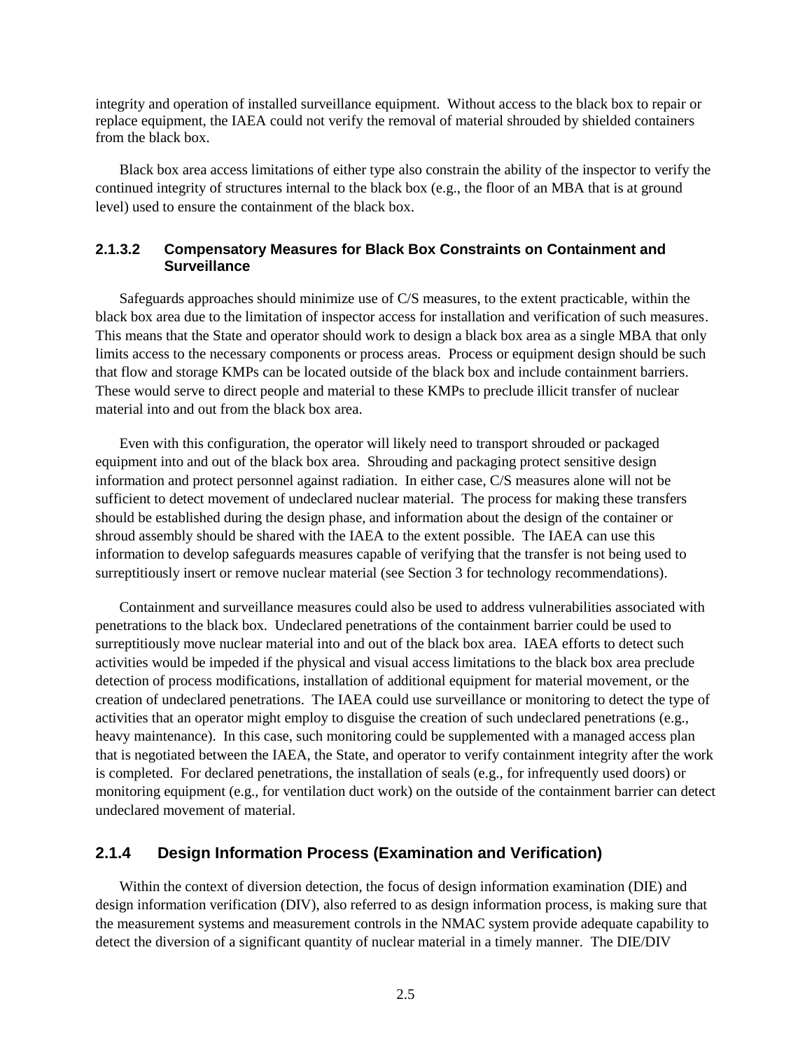integrity and operation of installed surveillance equipment. Without access to the black box to repair or replace equipment, the IAEA could not verify the removal of material shrouded by shielded containers from the black box.

Black box area access limitations of either type also constrain the ability of the inspector to verify the continued integrity of structures internal to the black box (e.g., the floor of an MBA that is at ground level) used to ensure the containment of the black box.

#### 2.1.3.2 Compensatory Measures for Black Box Constraints on Containment and Surveillance

Safeguards approaches should minimize use of C/S measures, to the extent practicable, within the black box area due to the limitation of inspector access for installation and verification of such measures. This means that the State and operator should work to design a black box area as a single MBA that only limits access to the necessary components or process areas. Process or equipment design should be such that flow and storage KMPs can be located outside of the black box and include containment barriers. These would serve to direct people and material to these KMPs to preclude illicit transfer of nuclear material into and out from the black box area.

Even with this configuration, the operator will likely need to transport shrouded or packaged equipment into and out of the black box area. Shrouding and packaging protect sensitive design information and protect personnel against radiation. In either case, C/S measures alone will not be sufficient to detect movement of undeclared nuclear material. The process for making these transfers should be established during the design phase, and information about the design of the container or shroud assembly should be shared with the IAEA to the extent possible. The IAEA can use this information to develop safeguards measures capable of verifying that the transfer is not being used to surreptitiously insert or remove nuclear material (see Section 3 for technology recommendations).

Containment and surveillance measures could also be used to address vulnerabilities associated with penetrations to the black box. Undeclared penetrations of the containment barrier could be used to surreptitiously move nuclear material into and out of the black box area. IAEA efforts to detect such activities would be impeded if the physical and visual access limitations to the black box area preclude detection of process modifications, installation of additional equipment for material movement, or the creation of undeclared penetrations. The IAEA could use surveillance or monitoring to detect the type of activities that an operator might employ to disguise the creation of such undeclared penetrations (e.g., heavy maintenance). In this case, such monitoring could be supplemented with a managed access plan that is negotiated between the IAEA, the State, and operator to verify containment integrity after the work is completed. For declared penetrations, the installation of seals (e.g., for infrequently used doors) or monitoring equipment (e.g., for ventilation duct work) on the outside of the containment barrier can detect undeclared movement of material.

### 2.1.4 Design Information Process (Examination and Verification)

Within the context of diversion detection, the focus of design information examination (DIE) and design information verification (DIV), also referred to as design information process, is making sure that the measurement systems and measurement controls in the NMAC system provide adequate capability to detect the diversion of a significant quantity of nuclear material in a timely manner. The DIE/DIV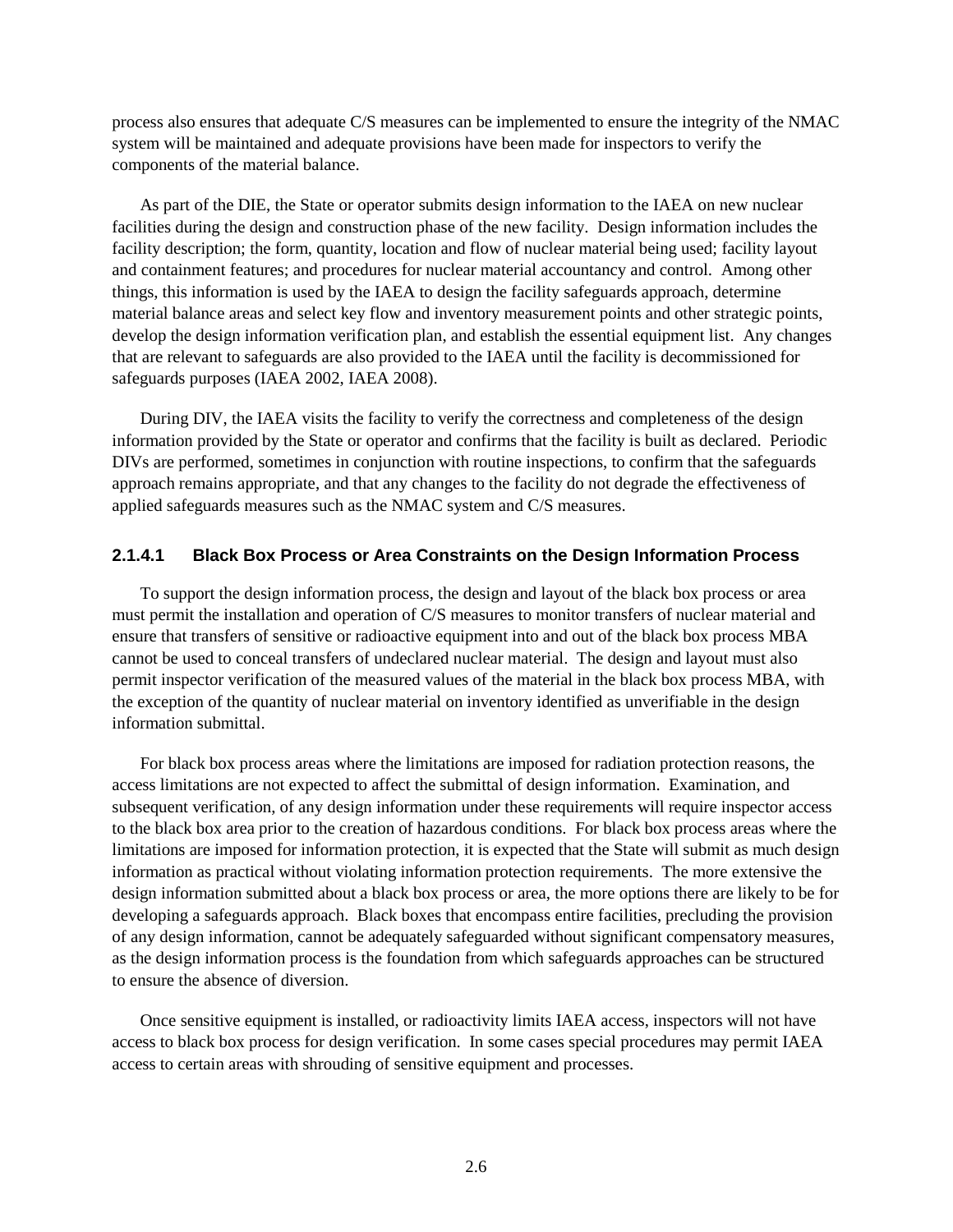process also ensures that adequate C/S measures can be implemented to ensure the integrity of the NMAC system will be maintained and adequate provisions have been made for inspectors to verify the components of the material balance.

As part of the DIE, the State or operator submits design information to the IAEA on new nuclear facilities during the design and construction phase of the new facility. Design information includes the facility description; the form, quantity, location and flow of nuclear material being used; facility layout and containment features; and procedures for nuclear material accountancy and control. Among other things, this information is used by the IAEA to design the facility safeguards approach, determine material balance areas and select key flow and inventory measurement points and other strategic points, develop the design information verification plan, and establish the essential equipment list. Any changes that are relevant to safeguards are also provided to the IAEA until the facility is decommissioned for safeguards purposes (IAEA 2002, IAEA 2008).

During DIV, the IAEA visits the facility to verify the correctness and completeness of the design information provided by the State or operator and confirms that the facility is built as declared. Periodic DIVs are performed, sometimes in conjunction with routine inspections, to confirm that the safeguards approach remains appropriate, and that any changes to the facility do not degrade the effectiveness of applied safeguards measures such as the NMAC system and C/S measures.

#### 2.1.4.1 Black Box Process or Area Constraints on the Design Information Process

To support the design information process, the design and layout of the black box process or area must permit the installation and operation of C/S measures to monitor transfers of nuclear material and ensure that transfers of sensitive or radioactive equipment into and out of the black box process MBA cannot be used to conceal transfers of undeclared nuclear material. The design and layout must also permit inspector verification of the measured values of the material in the black box process MBA, with the exception of the quantity of nuclear material on inventory identified as unverifiable in the design information submittal.

For black box process areas where the limitations are imposed for radiation protection reasons, the access limitations are not expected to affect the submittal of design information. Examination, and subsequent verification, of any design information under these requirements will require inspector access to the black box area prior to the creation of hazardous conditions. For black box process areas where the limitations are imposed for information protection, it is expected that the State will submit as much design information as practical without violating information protection requirements. The more extensive the design information submitted about a black box process or area, the more options there are likely to be for developing a safeguards approach. Black boxes that encompass entire facilities, precluding the provision of any design information, cannot be adequately safeguarded without significant compensatory measures, as the design information process is the foundation from which safeguards approaches can be structured to ensure the absence of diversion.

Once sensitive equipment is installed, or radioactivity limits IAEA access, inspectors will not have access to black box process for design verification. In some cases special procedures may permit IAEA access to certain areas with shrouding of sensitive equipment and processes.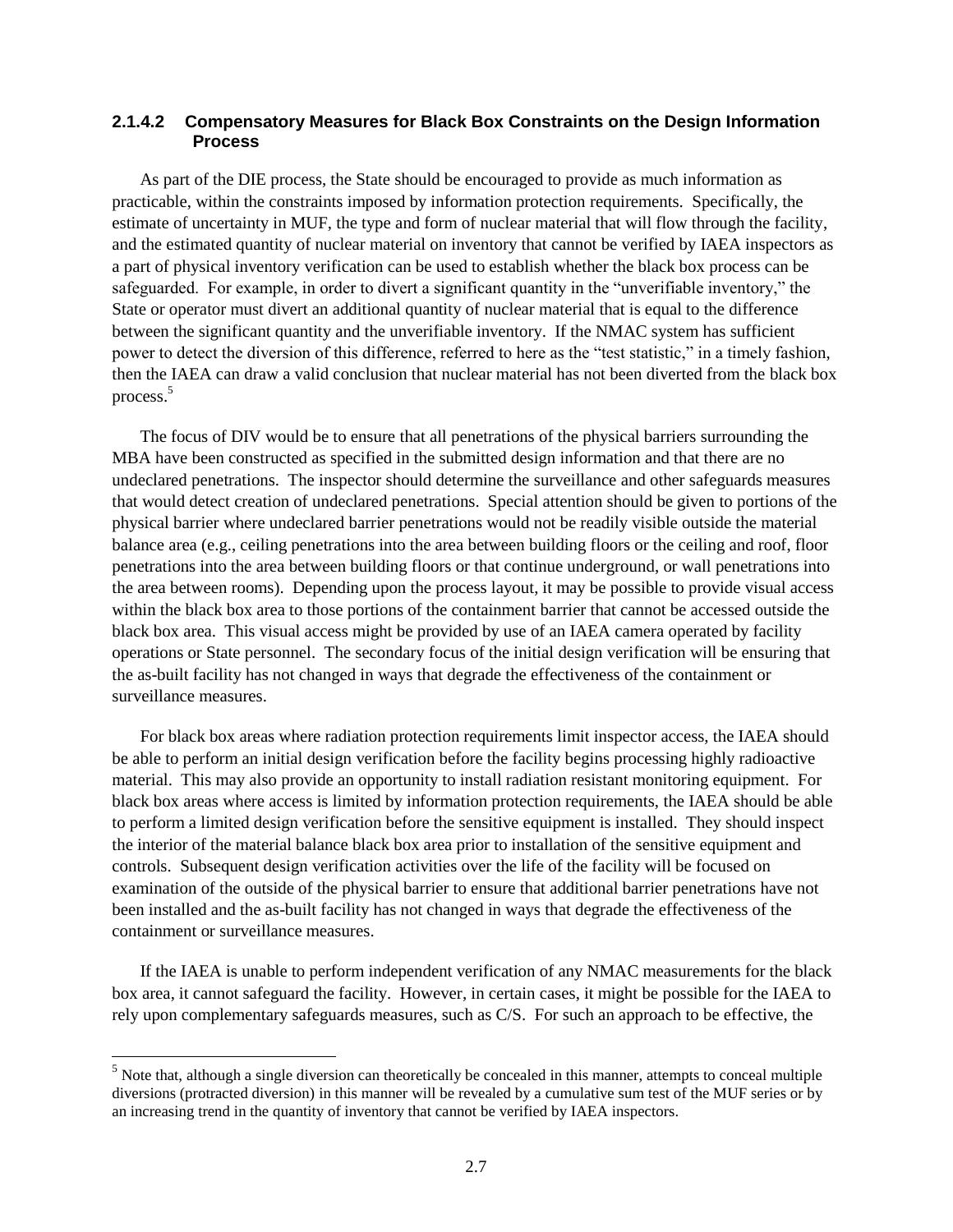#### 2.1.4.2 Compensatory Measures for Black Box Constraints on the Design Information Process

As part of the DIE process, the State should be encouraged to provide as much information as practicable, within the constraints imposed by information protection requirements. Specifically, the estimate of uncertainty in MUF, the type and form of nuclear material that will flow through the facility, and the estimated quantity of nuclear material on inventory that cannot be verified by IAEA inspectors as a part of physical inventory verification can be used to establish whether the black box process can be safeguarded. For example, in order to divert a significant quantity in the "unverifiable inventory," the State or operator must divert an additional quantity of nuclear material that is equal to the difference between the significant quantity and the unverifiable inventory. If the NMAC system has sufficient power to detect the diversion of this difference, referred to here as the "test statistic," in a timely fashion, then the IAEA can draw a valid conclusion that nuclear material has not been diverted from the black box process.[5]

The focus of DIV would be to ensure that all penetrations of the physical barriers surrounding the MBA have been constructed as specified in the submitted design information and that there are no undeclared penetrations. The inspector should determine the surveillance and other safeguards measures that would detect creation of undeclared penetrations. Special attention should be given to portions of the physical barrier where undeclared barrier penetrations would not be readily visible outside the material balance area (e.g., ceiling penetrations into the area between building floors or the ceiling and roof, floor penetrations into the area between building floors or that continue underground, or wall penetrations into the area between rooms). Depending upon the process layout, it may be possible to provide visual access within the black box area to those portions of the containment barrier that cannot be accessed outside the black box area. This visual access might be provided by use of an IAEA camera operated by facility operations or State personnel. The secondary focus of the initial design verification will be ensuring that the as-built facility has not changed in ways that degrade the effectiveness of the containment or surveillance measures.

For black box areas where radiation protection requirements limit inspector access, the IAEA should be able to perform an initial design verification before the facility begins processing highly radioactive material. This may also provide an opportunity to install radiation resistant monitoring equipment. For black box areas where access is limited by information protection requirements, the IAEA should be able to perform a limited design verification before the sensitive equipment is installed. They should inspect the interior of the material balance black box area prior to installation of the sensitive equipment and controls. Subsequent design verification activities over the life of the facility will be focused on examination of the outside of the physical barrier to ensure that additional barrier penetrations have not been installed and the as-built facility has not changed in ways that degrade the effectiveness of the containment or surveillance measures.

If the IAEA is unable to perform independent verification of any NMAC measurements for the black box area, it cannot safeguard the facility. However, in certain cases, it might be possible for the IAEA to rely upon complementary safeguards measures, such as C/S. For such an approach to be effective, the

---

[5] Note that, although a single diversion can theoretically be concealed in this manner, attempts to conceal multiple diversions (protracted diversion) in this manner will be revealed by a cumulative sum test of the MUF series or by an increasing trend in the quantity of inventory that cannot be verified by IAEA inspectors.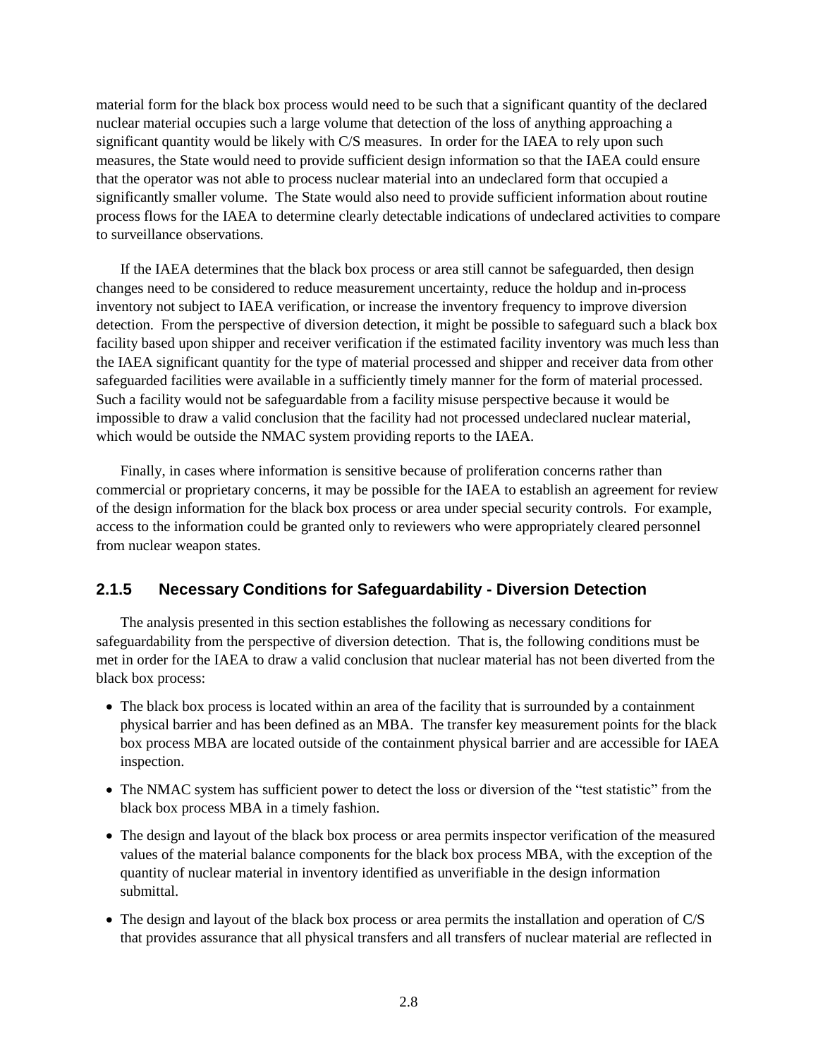material form for the black box process would need to be such that a significant quantity of the declared nuclear material occupies such a large volume that detection of the loss of anything approaching a significant quantity would be likely with C/S measures. In order for the IAEA to rely upon such measures, the State would need to provide sufficient design information so that the IAEA could ensure that the operator was not able to process nuclear material into an undeclared form that occupied a significantly smaller volume. The State would also need to provide sufficient information about routine process flows for the IAEA to determine clearly detectable indications of undeclared activities to compare to surveillance observations.

If the IAEA determines that the black box process or area still cannot be safeguarded, then design changes need to be considered to reduce measurement uncertainty, reduce the holdup and in-process inventory not subject to IAEA verification, or increase the inventory frequency to improve diversion detection. From the perspective of diversion detection, it might be possible to safeguard such a black box facility based upon shipper and receiver verification if the estimated facility inventory was much less than the IAEA significant quantity for the type of material processed and shipper and receiver data from other safeguarded facilities were available in a sufficiently timely manner for the form of material processed. Such a facility would not be safeguardable from a facility misuse perspective because it would be impossible to draw a valid conclusion that the facility had not processed undeclared nuclear material, which would be outside the NMAC system providing reports to the IAEA.

Finally, in cases where information is sensitive because of proliferation concerns rather than commercial or proprietary concerns, it may be possible for the IAEA to establish an agreement for review of the design information for the black box process or area under special security controls. For example, access to the information could be granted only to reviewers who were appropriately cleared personnel from nuclear weapon states.

### 2.1.5 Necessary Conditions for Safeguardability - Diversion Detection

The analysis presented in this section establishes the following as necessary conditions for safeguardability from the perspective of diversion detection. That is, the following conditions must be met in order for the IAEA to draw a valid conclusion that nuclear material has not been diverted from the black box process:

- The black box process is located within an area of the facility that is surrounded by a containment physical barrier and has been defined as an MBA. The transfer key measurement points for the black box process MBA are located outside of the containment physical barrier and are accessible for IAEA inspection.
- The NMAC system has sufficient power to detect the loss or diversion of the "test statistic" from the black box process MBA in a timely fashion.
- The design and layout of the black box process or area permits inspector verification of the measured values of the material balance components for the black box process MBA, with the exception of the quantity of nuclear material in inventory identified as unverifiable in the design information submittal.
- The design and layout of the black box process or area permits the installation and operation of C/S that provides assurance that all physical transfers and all transfers of nuclear material are reflected in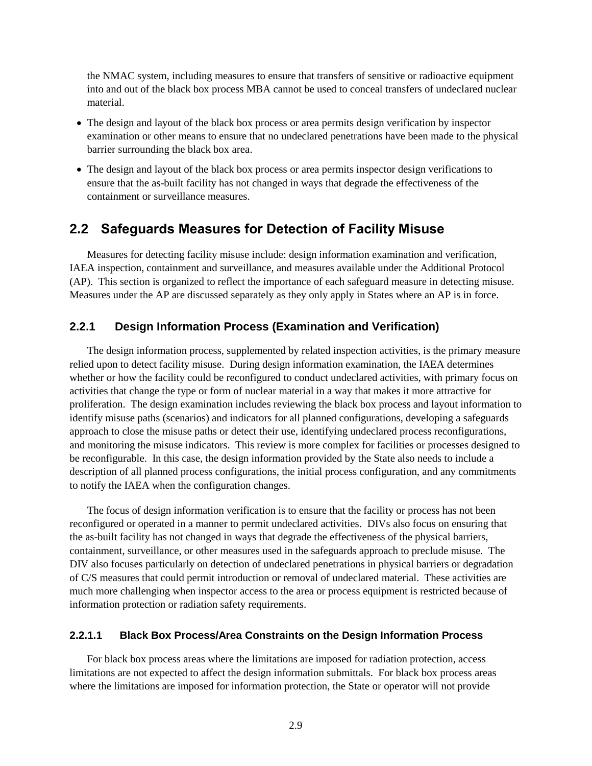the NMAC system, including measures to ensure that transfers of sensitive or radioactive equipment into and out of the black box process MBA cannot be used to conceal transfers of undeclared nuclear material.

- The design and layout of the black box process or area permits design verification by inspector examination or other means to ensure that no undeclared penetrations have been made to the physical barrier surrounding the black box area.
- The design and layout of the black box process or area permits inspector design verifications to ensure that the as-built facility has not changed in ways that degrade the effectiveness of the containment or surveillance measures.

## 2.2 Safeguards Measures for Detection of Facility Misuse

Measures for detecting facility misuse include: design information examination and verification, IAEA inspection, containment and surveillance, and measures available under the Additional Protocol (AP). This section is organized to reflect the importance of each safeguard measure in detecting misuse. Measures under the AP are discussed separately as they only apply in States where an AP is in force.

### 2.2.1 Design Information Process (Examination and Verification)

The design information process, supplemented by related inspection activities, is the primary measure relied upon to detect facility misuse. During design information examination, the IAEA determines whether or how the facility could be reconfigured to conduct undeclared activities, with primary focus on activities that change the type or form of nuclear material in a way that makes it more attractive for proliferation. The design examination includes reviewing the black box process and layout information to identify misuse paths (scenarios) and indicators for all planned configurations, developing a safeguards approach to close the misuse paths or detect their use, identifying undeclared process reconfigurations, and monitoring the misuse indicators. This review is more complex for facilities or processes designed to be reconfigurable. In this case, the design information provided by the State also needs to include a description of all planned process configurations, the initial process configuration, and any commitments to notify the IAEA when the configuration changes.

The focus of design information verification is to ensure that the facility or process has not been reconfigured or operated in a manner to permit undeclared activities. DIVs also focus on ensuring that the as-built facility has not changed in ways that degrade the effectiveness of the physical barriers, containment, surveillance, or other measures used in the safeguards approach to preclude misuse. The DIV also focuses particularly on detection of undeclared penetrations in physical barriers or degradation of C/S measures that could permit introduction or removal of undeclared material. These activities are much more challenging when inspector access to the area or process equipment is restricted because of information protection or radiation safety requirements.

#### 2.2.1.1 Black Box Process/Area Constraints on the Design Information Process

For black box process areas where the limitations are imposed for radiation protection, access limitations are not expected to affect the design information submittals. For black box process areas where the limitations are imposed for information protection, the State or operator will not provide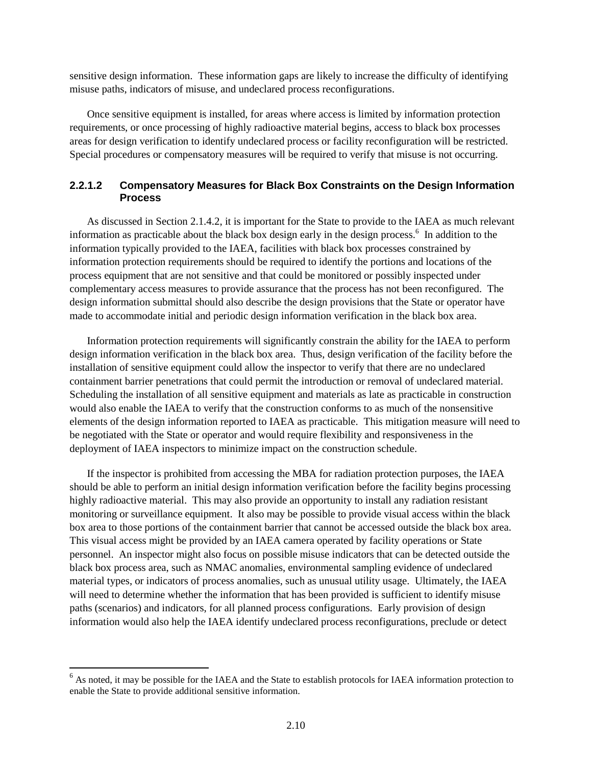sensitive design information. These information gaps are likely to increase the difficulty of identifying misuse paths, indicators of misuse, and undeclared process reconfigurations.

Once sensitive equipment is installed, for areas where access is limited by information protection requirements, or once processing of highly radioactive material begins, access to black box processes areas for design verification to identify undeclared process or facility reconfiguration will be restricted. Special procedures or compensatory measures will be required to verify that misuse is not occurring.

#### 2.2.1.2 Compensatory Measures for Black Box Constraints on the Design Information Process

As discussed in Section 2.1.4.2, it is important for the State to provide to the IAEA as much relevant information as practicable about the black box design early in the design process.[6] In addition to the information typically provided to the IAEA, facilities with black box processes constrained by information protection requirements should be required to identify the portions and locations of the process equipment that are not sensitive and that could be monitored or possibly inspected under complementary access measures to provide assurance that the process has not been reconfigured. The design information submittal should also describe the design provisions that the State or operator have made to accommodate initial and periodic design information verification in the black box area.

Information protection requirements will significantly constrain the ability for the IAEA to perform design information verification in the black box area. Thus, design verification of the facility before the installation of sensitive equipment could allow the inspector to verify that there are no undeclared containment barrier penetrations that could permit the introduction or removal of undeclared material. Scheduling the installation of all sensitive equipment and materials as late as practicable in construction would also enable the IAEA to verify that the construction conforms to as much of the nonsensitive elements of the design information reported to IAEA as practicable. This mitigation measure will need to be negotiated with the State or operator and would require flexibility and responsiveness in the deployment of IAEA inspectors to minimize impact on the construction schedule.

If the inspector is prohibited from accessing the MBA for radiation protection purposes, the IAEA should be able to perform an initial design information verification before the facility begins processing highly radioactive material. This may also provide an opportunity to install any radiation resistant monitoring or surveillance equipment. It also may be possible to provide visual access within the black box area to those portions of the containment barrier that cannot be accessed outside the black box area. This visual access might be provided by an IAEA camera operated by facility operations or State personnel. An inspector might also focus on possible misuse indicators that can be detected outside the black box process area, such as NMAC anomalies, environmental sampling evidence of undeclared material types, or indicators of process anomalies, such as unusual utility usage. Ultimately, the IAEA will need to determine whether the information that has been provided is sufficient to identify misuse paths (scenarios) and indicators, for all planned process configurations. Early provision of design information would also help the IAEA identify undeclared process reconfigurations, preclude or detect

[6] As noted, it may be possible for the IAEA and the State to establish protocols for IAEA information protection to enable the State to provide additional sensitive information.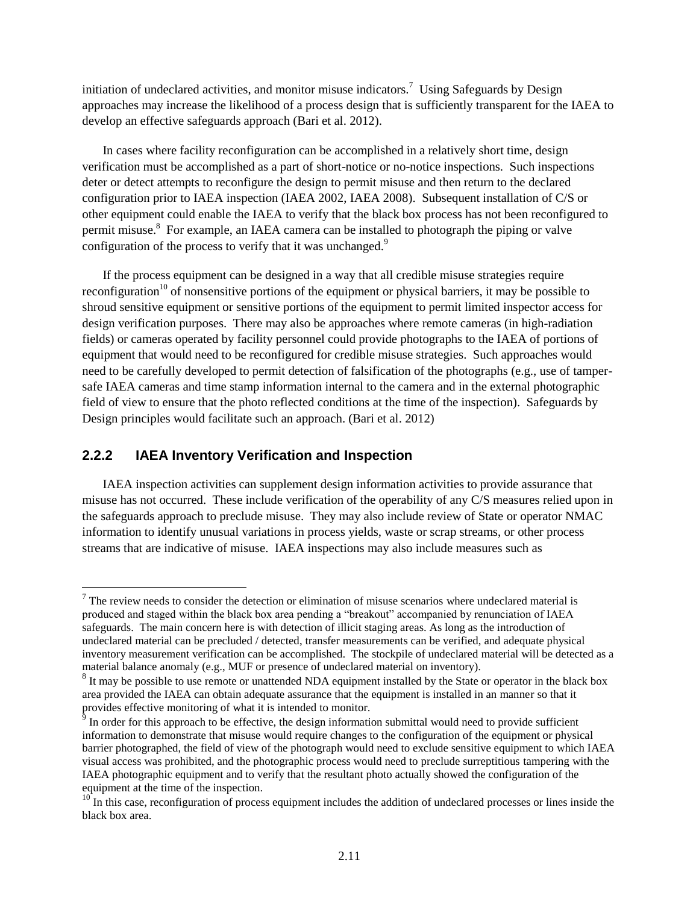initiation of undeclared activities, and monitor misuse indicators.[7] Using Safeguards by Design approaches may increase the likelihood of a process design that is sufficiently transparent for the IAEA to develop an effective safeguards approach (Bari et al. 2012).

In cases where facility reconfiguration can be accomplished in a relatively short time, design verification must be accomplished as a part of short-notice or no-notice inspections. Such inspections deter or detect attempts to reconfigure the design to permit misuse and then return to the declared configuration prior to IAEA inspection (IAEA 2002, IAEA 2008). Subsequent installation of C/S or other equipment could enable the IAEA to verify that the black box process has not been reconfigured to permit misuse.[8] For example, an IAEA camera can be installed to photograph the piping or valve configuration of the process to verify that it was unchanged.[9]

If the process equipment can be designed in a way that all credible misuse strategies require reconfiguration[10] of nonsensitive portions of the equipment or physical barriers, it may be possible to shroud sensitive equipment or sensitive portions of the equipment to permit limited inspector access for design verification purposes. There may also be approaches where remote cameras (in high-radiation fields) or cameras operated by facility personnel could provide photographs to the IAEA of portions of equipment that would need to be reconfigured for credible misuse strategies. Such approaches would need to be carefully developed to permit detection of falsification of the photographs (e.g., use of tamper-safe IAEA cameras and time stamp information internal to the camera and in the external photographic field of view to ensure that the photo reflected conditions at the time of the inspection). Safeguards by Design principles would facilitate such an approach. (Bari et al. 2012)

### 2.2.2 IAEA Inventory Verification and Inspection

IAEA inspection activities can supplement design information activities to provide assurance that misuse has not occurred. These include verification of the operability of any C/S measures relied upon in the safeguards approach to preclude misuse. They may also include review of State or operator NMAC information to identify unusual variations in process yields, waste or scrap streams, or other process streams that are indicative of misuse. IAEA inspections may also include measures such as

---

[7] The review needs to consider the detection or elimination of misuse scenarios where undeclared material is produced and staged within the black box area pending a "breakout" accompanied by renunciation of IAEA safeguards. The main concern here is with detection of illicit staging areas. As long as the introduction of undeclared material can be precluded / detected, transfer measurements can be verified, and adequate physical inventory measurement verification can be accomplished. The stockpile of undeclared material will be detected as a material balance anomaly (e.g., MUF or presence of undeclared material on inventory).

[8] It may be possible to use remote or unattended NDA equipment installed by the State or operator in the black box area provided the IAEA can obtain adequate assurance that the equipment is installed in an manner so that it provides effective monitoring of what it is intended to monitor.

[9] In order for this approach to be effective, the design information submittal would need to provide sufficient information to demonstrate that misuse would require changes to the configuration of the equipment or physical barrier photographed, the field of view of the photograph would need to exclude sensitive equipment to which IAEA visual access was prohibited, and the photographic process would need to preclude surreptitious tampering with the IAEA photographic equipment and to verify that the resultant photo actually showed the configuration of the equipment at the time of the inspection.

[10] In this case, reconfiguration of process equipment includes the addition of undeclared processes or lines inside the black box area.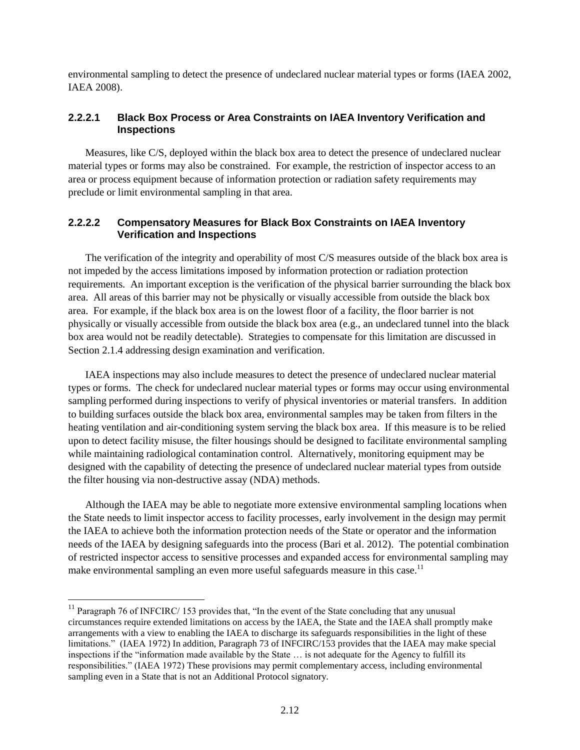environmental sampling to detect the presence of undeclared nuclear material types or forms (IAEA 2002, IAEA 2008).

#### 2.2.2.1 Black Box Process or Area Constraints on IAEA Inventory Verification and Inspections

Measures, like C/S, deployed within the black box area to detect the presence of undeclared nuclear material types or forms may also be constrained. For example, the restriction of inspector access to an area or process equipment because of information protection or radiation safety requirements may preclude or limit environmental sampling in that area.

#### 2.2.2.2 Compensatory Measures for Black Box Constraints on IAEA Inventory Verification and Inspections

The verification of the integrity and operability of most C/S measures outside of the black box area is not impeded by the access limitations imposed by information protection or radiation protection requirements. An important exception is the verification of the physical barrier surrounding the black box area. All areas of this barrier may not be physically or visually accessible from outside the black box area. For example, if the black box area is on the lowest floor of a facility, the floor barrier is not physically or visually accessible from outside the black box area (e.g., an undeclared tunnel into the black box area would not be readily detectable). Strategies to compensate for this limitation are discussed in Section 2.1.4 addressing design examination and verification.

IAEA inspections may also include measures to detect the presence of undeclared nuclear material types or forms. The check for undeclared nuclear material types or forms may occur using environmental sampling performed during inspections to verify of physical inventories or material transfers. In addition to building surfaces outside the black box area, environmental samples may be taken from filters in the heating ventilation and air-conditioning system serving the black box area. If this measure is to be relied upon to detect facility misuse, the filter housings should be designed to facilitate environmental sampling while maintaining radiological contamination control. Alternatively, monitoring equipment may be designed with the capability of detecting the presence of undeclared nuclear material types from outside the filter housing via non-destructive assay (NDA) methods.

Although the IAEA may be able to negotiate more extensive environmental sampling locations when the State needs to limit inspector access to facility processes, early involvement in the design may permit the IAEA to achieve both the information protection needs of the State or operator and the information needs of the IAEA by designing safeguards into the process (Bari et al. 2012). The potential combination of restricted inspector access to sensitive processes and expanded access for environmental sampling may make environmental sampling an even more useful safeguards measure in this case.[11]

[11] Paragraph 76 of INFCIRC/ 153 provides that, "In the event of the State concluding that any unusual circumstances require extended limitations on access by the IAEA, the State and the IAEA shall promptly make arrangements with a view to enabling the IAEA to discharge its safeguards responsibilities in the light of these limitations." (IAEA 1972) In addition, Paragraph 73 of INFCIRC/153 provides that the IAEA may make special inspections if the "information made available by the State … is not adequate for the Agency to fulfill its responsibilities." (IAEA 1972) These provisions may permit complementary access, including environmental sampling even in a State that is not an Additional Protocol signatory.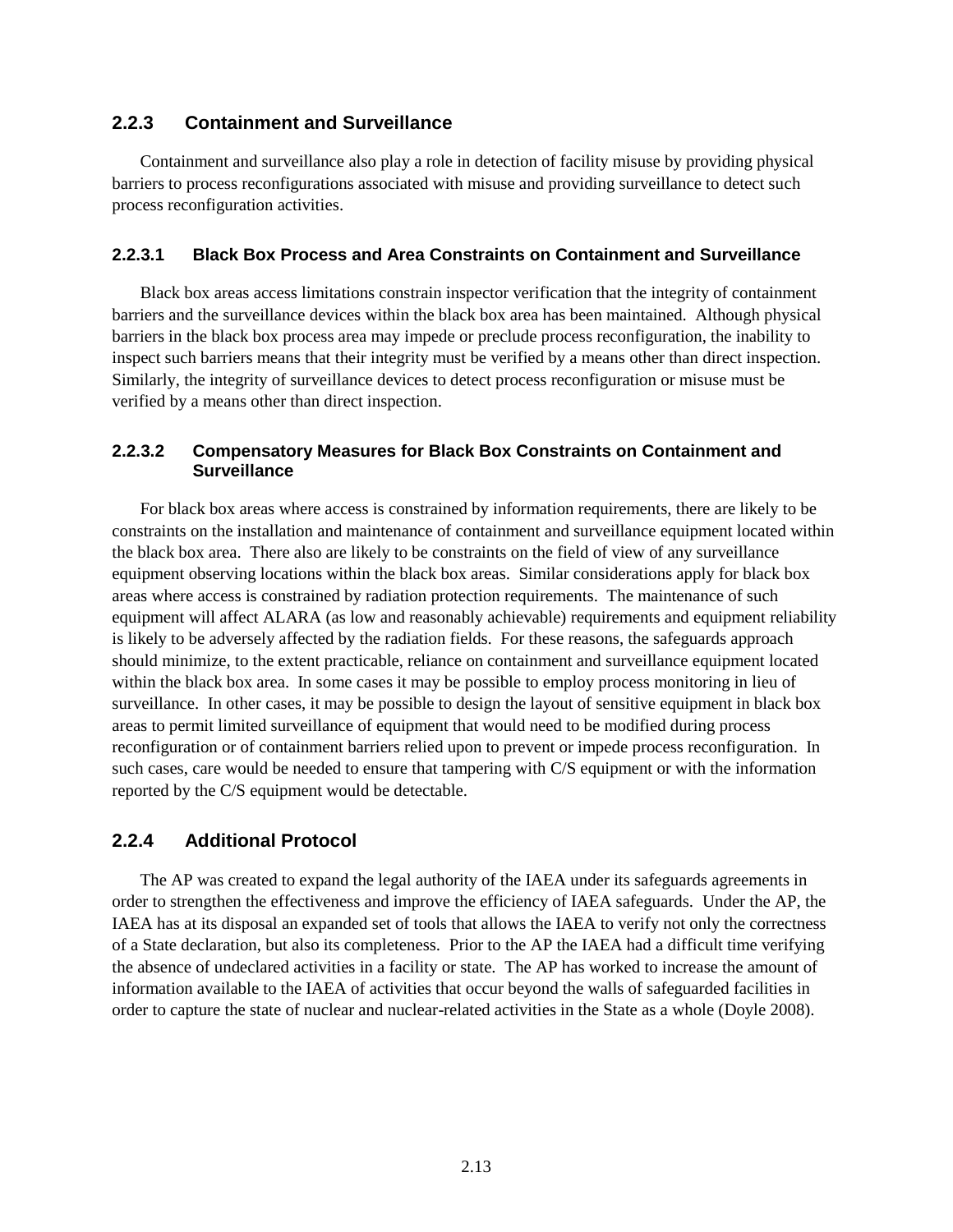### 2.2.3 Containment and Surveillance

Containment and surveillance also play a role in detection of facility misuse by providing physical barriers to process reconfigurations associated with misuse and providing surveillance to detect such process reconfiguration activities.

#### 2.2.3.1 Black Box Process and Area Constraints on Containment and Surveillance

Black box areas access limitations constrain inspector verification that the integrity of containment barriers and the surveillance devices within the black box area has been maintained. Although physical barriers in the black box process area may impede or preclude process reconfiguration, the inability to inspect such barriers means that their integrity must be verified by a means other than direct inspection. Similarly, the integrity of surveillance devices to detect process reconfiguration or misuse must be verified by a means other than direct inspection.

#### 2.2.3.2 Compensatory Measures for Black Box Constraints on Containment and Surveillance

For black box areas where access is constrained by information requirements, there are likely to be constraints on the installation and maintenance of containment and surveillance equipment located within the black box area. There also are likely to be constraints on the field of view of any surveillance equipment observing locations within the black box areas. Similar considerations apply for black box areas where access is constrained by radiation protection requirements. The maintenance of such equipment will affect ALARA (as low and reasonably achievable) requirements and equipment reliability is likely to be adversely affected by the radiation fields. For these reasons, the safeguards approach should minimize, to the extent practicable, reliance on containment and surveillance equipment located within the black box area. In some cases it may be possible to employ process monitoring in lieu of surveillance. In other cases, it may be possible to design the layout of sensitive equipment in black box areas to permit limited surveillance of equipment that would need to be modified during process reconfiguration or of containment barriers relied upon to prevent or impede process reconfiguration. In such cases, care would be needed to ensure that tampering with C/S equipment or with the information reported by the C/S equipment would be detectable.

### 2.2.4 Additional Protocol

The AP was created to expand the legal authority of the IAEA under its safeguards agreements in order to strengthen the effectiveness and improve the efficiency of IAEA safeguards. Under the AP, the IAEA has at its disposal an expanded set of tools that allows the IAEA to verify not only the correctness of a State declaration, but also its completeness. Prior to the AP the IAEA had a difficult time verifying the absence of undeclared activities in a facility or state. The AP has worked to increase the amount of information available to the IAEA of activities that occur beyond the walls of safeguarded facilities in order to capture the state of nuclear and nuclear-related activities in the State as a whole (Doyle 2008).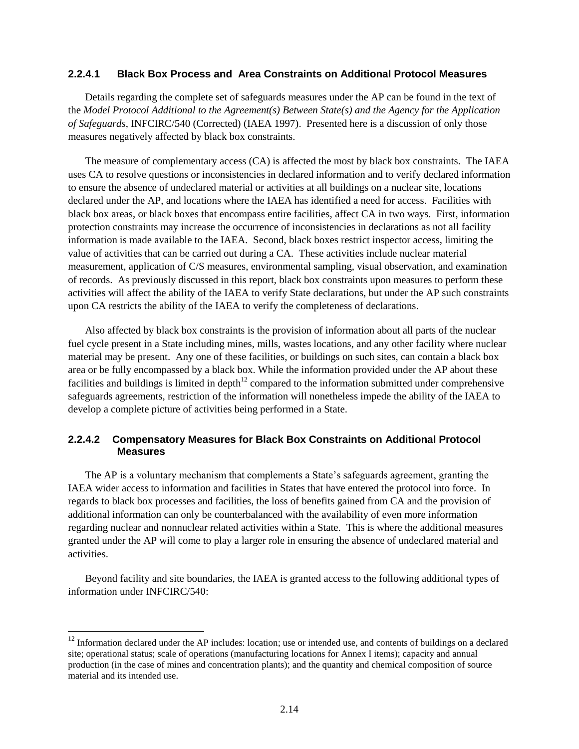#### 2.2.4.1 Black Box Process and Area Constraints on Additional Protocol Measures

Details regarding the complete set of safeguards measures under the AP can be found in the text of the *Model Protocol Additional to the Agreement(s) Between State(s) and the Agency for the Application of Safeguards*, INFCIRC/540 (Corrected) (IAEA 1997). Presented here is a discussion of only those measures negatively affected by black box constraints.

The measure of complementary access (CA) is affected the most by black box constraints. The IAEA uses CA to resolve questions or inconsistencies in declared information and to verify declared information to ensure the absence of undeclared material or activities at all buildings on a nuclear site, locations declared under the AP, and locations where the IAEA has identified a need for access. Facilities with black box areas, or black boxes that encompass entire facilities, affect CA in two ways. First, information protection constraints may increase the occurrence of inconsistencies in declarations as not all facility information is made available to the IAEA. Second, black boxes restrict inspector access, limiting the value of activities that can be carried out during a CA. These activities include nuclear material measurement, application of C/S measures, environmental sampling, visual observation, and examination of records. As previously discussed in this report, black box constraints upon measures to perform these activities will affect the ability of the IAEA to verify State declarations, but under the AP such constraints upon CA restricts the ability of the IAEA to verify the completeness of declarations.

Also affected by black box constraints is the provision of information about all parts of the nuclear fuel cycle present in a State including mines, mills, wastes locations, and any other facility where nuclear material may be present. Any one of these facilities, or buildings on such sites, can contain a black box area or be fully encompassed by a black box. While the information provided under the AP about these facilities and buildings is limited in depth[12] compared to the information submitted under comprehensive safeguards agreements, restriction of the information will nonetheless impede the ability of the IAEA to develop a complete picture of activities being performed in a State.

#### 2.2.4.2 Compensatory Measures for Black Box Constraints on Additional Protocol Measures

The AP is a voluntary mechanism that complements a State's safeguards agreement, granting the IAEA wider access to information and facilities in States that have entered the protocol into force. In regards to black box processes and facilities, the loss of benefits gained from CA and the provision of additional information can only be counterbalanced with the availability of even more information regarding nuclear and nonnuclear related activities within a State. This is where the additional measures granted under the AP will come to play a larger role in ensuring the absence of undeclared material and activities.

Beyond facility and site boundaries, the IAEA is granted access to the following additional types of information under INFCIRC/540:

[12] Information declared under the AP includes: location; use or intended use, and contents of buildings on a declared site; operational status; scale of operations (manufacturing locations for Annex I items); capacity and annual production (in the case of mines and concentration plants); and the quantity and chemical composition of source material and its intended use.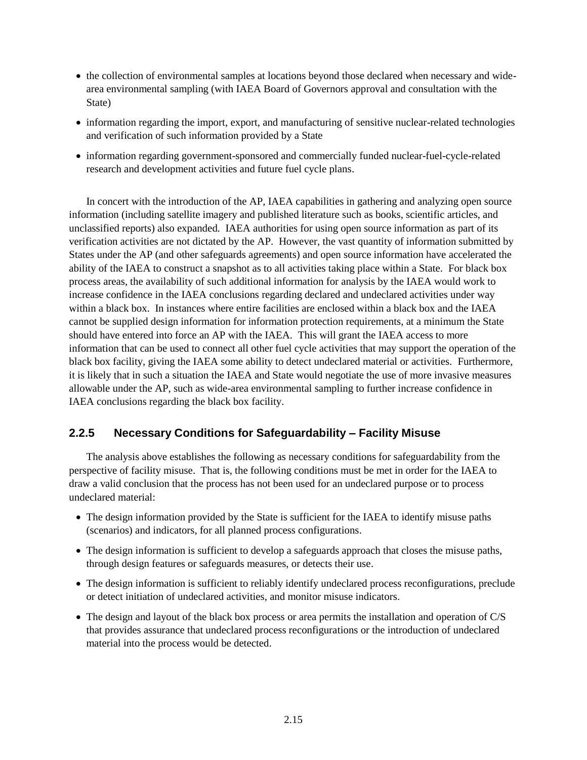- the collection of environmental samples at locations beyond those declared when necessary and wide-area environmental sampling (with IAEA Board of Governors approval and consultation with the State)
- information regarding the import, export, and manufacturing of sensitive nuclear-related technologies and verification of such information provided by a State
- information regarding government-sponsored and commercially funded nuclear-fuel-cycle-related research and development activities and future fuel cycle plans.

In concert with the introduction of the AP, IAEA capabilities in gathering and analyzing open source information (including satellite imagery and published literature such as books, scientific articles, and unclassified reports) also expanded. IAEA authorities for using open source information as part of its verification activities are not dictated by the AP. However, the vast quantity of information submitted by States under the AP (and other safeguards agreements) and open source information have accelerated the ability of the IAEA to construct a snapshot as to all activities taking place within a State. For black box process areas, the availability of such additional information for analysis by the IAEA would work to increase confidence in the IAEA conclusions regarding declared and undeclared activities under way within a black box. In instances where entire facilities are enclosed within a black box and the IAEA cannot be supplied design information for information protection requirements, at a minimum the State should have entered into force an AP with the IAEA. This will grant the IAEA access to more information that can be used to connect all other fuel cycle activities that may support the operation of the black box facility, giving the IAEA some ability to detect undeclared material or activities. Furthermore, it is likely that in such a situation the IAEA and State would negotiate the use of more invasive measures allowable under the AP, such as wide-area environmental sampling to further increase confidence in IAEA conclusions regarding the black box facility.

### 2.2.5 Necessary Conditions for Safeguardability – Facility Misuse

The analysis above establishes the following as necessary conditions for safeguardability from the perspective of facility misuse. That is, the following conditions must be met in order for the IAEA to draw a valid conclusion that the process has not been used for an undeclared purpose or to process undeclared material:

- The design information provided by the State is sufficient for the IAEA to identify misuse paths (scenarios) and indicators, for all planned process configurations.
- The design information is sufficient to develop a safeguards approach that closes the misuse paths, through design features or safeguards measures, or detects their use.
- The design information is sufficient to reliably identify undeclared process reconfigurations, preclude or detect initiation of undeclared activities, and monitor misuse indicators.
- The design and layout of the black box process or area permits the installation and operation of C/S that provides assurance that undeclared process reconfigurations or the introduction of undeclared material into the process would be detected.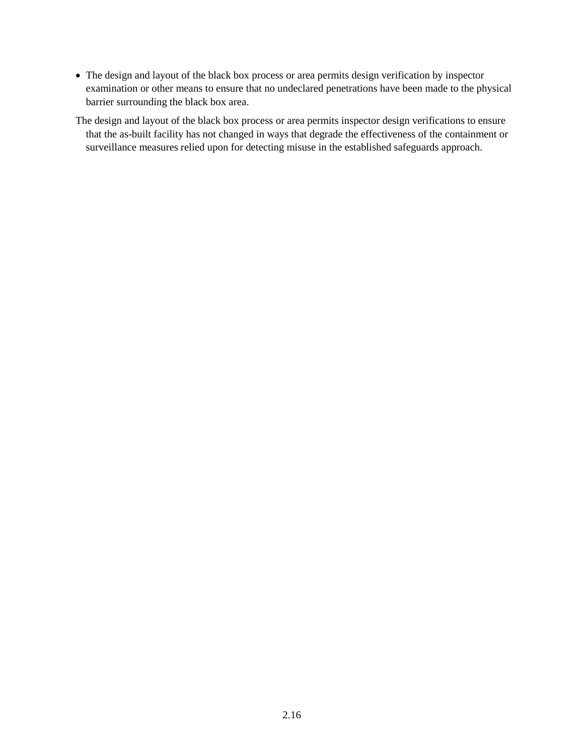- The design and layout of the black box process or area permits design verification by inspector examination or other means to ensure that no undeclared penetrations have been made to the physical barrier surrounding the black box area.

The design and layout of the black box process or area permits inspector design verifications to ensure that the as-built facility has not changed in ways that degrade the effectiveness of the containment or surveillance measures relied upon for detecting misuse in the established safeguards approach.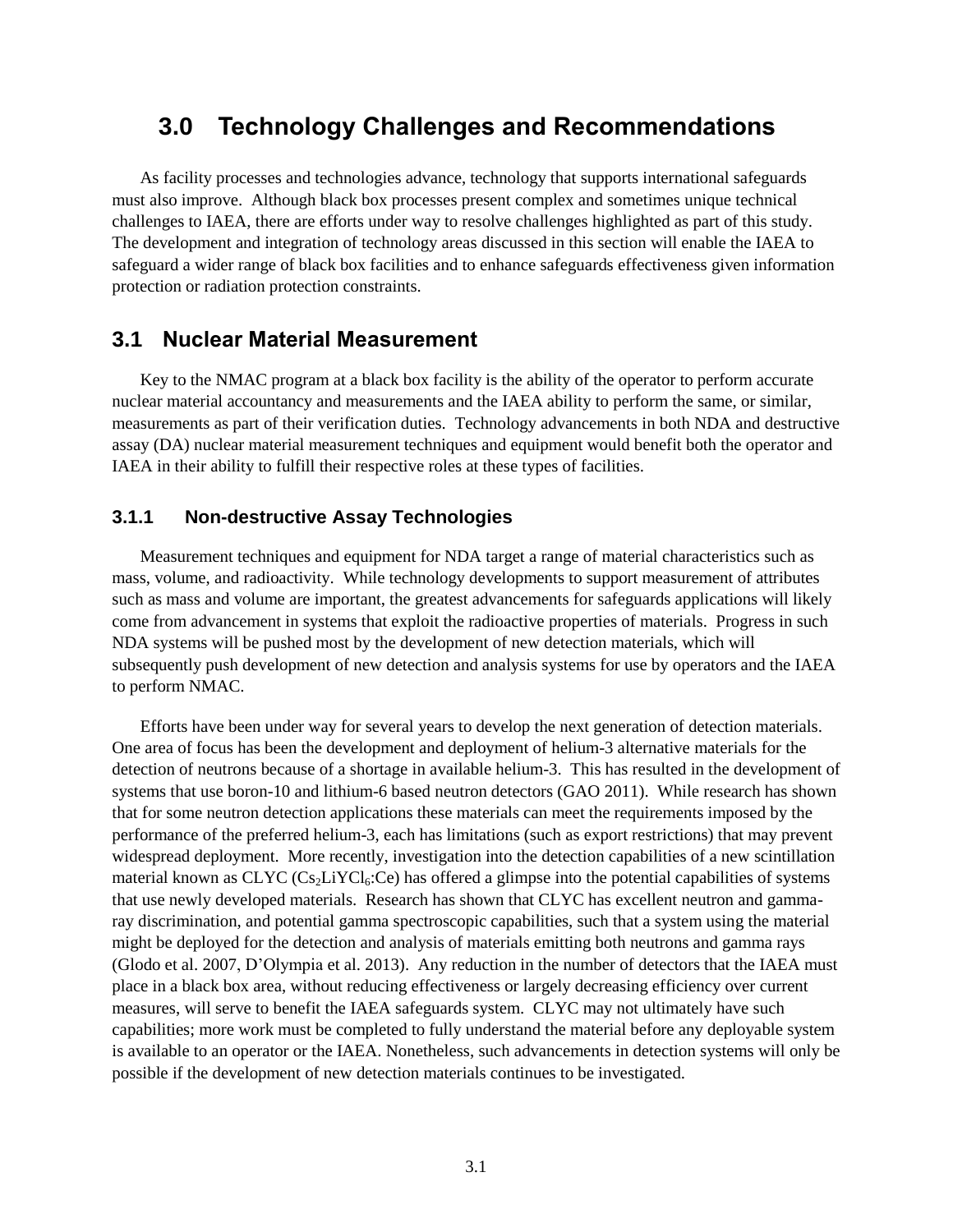# 3.0 Technology Challenges and Recommendations

As facility processes and technologies advance, technology that supports international safeguards must also improve. Although black box processes present complex and sometimes unique technical challenges to IAEA, there are efforts under way to resolve challenges highlighted as part of this study. The development and integration of technology areas discussed in this section will enable the IAEA to safeguard a wider range of black box facilities and to enhance safeguards effectiveness given information protection or radiation protection constraints.

## 3.1 Nuclear Material Measurement

Key to the NMAC program at a black box facility is the ability of the operator to perform accurate nuclear material accountancy and measurements and the IAEA ability to perform the same, or similar, measurements as part of their verification duties. Technology advancements in both NDA and destructive assay (DA) nuclear material measurement techniques and equipment would benefit both the operator and IAEA in their ability to fulfill their respective roles at these types of facilities.

### 3.1.1 Non-destructive Assay Technologies

Measurement techniques and equipment for NDA target a range of material characteristics such as mass, volume, and radioactivity. While technology developments to support measurement of attributes such as mass and volume are important, the greatest advancements for safeguards applications will likely come from advancement in systems that exploit the radioactive properties of materials. Progress in such NDA systems will be pushed most by the development of new detection materials, which will subsequently push development of new detection and analysis systems for use by operators and the IAEA to perform NMAC.

Efforts have been under way for several years to develop the next generation of detection materials. One area of focus has been the development and deployment of helium-3 alternative materials for the detection of neutrons because of a shortage in available helium-3. This has resulted in the development of systems that use boron-10 and lithium-6 based neutron detectors (GAO 2011). While research has shown that for some neutron detection applications these materials can meet the requirements imposed by the performance of the preferred helium-3, each has limitations (such as export restrictions) that may prevent widespread deployment. More recently, investigation into the detection capabilities of a new scintillation material known as CLYC ($Cs_2LiYCl_6$:Ce) has offered a glimpse into the potential capabilities of systems that use newly developed materials. Research has shown that CLYC has excellent neutron and gamma-ray discrimination, and potential gamma spectroscopic capabilities, such that a system using the material might be deployed for the detection and analysis of materials emitting both neutrons and gamma rays (Glodo et al. 2007, D'Olympia et al. 2013). Any reduction in the number of detectors that the IAEA must place in a black box area, without reducing effectiveness or largely decreasing efficiency over current measures, will serve to benefit the IAEA safeguards system. CLYC may not ultimately have such capabilities; more work must be completed to fully understand the material before any deployable system is available to an operator or the IAEA. Nonetheless, such advancements in detection systems will only be possible if the development of new detection materials continues to be investigated.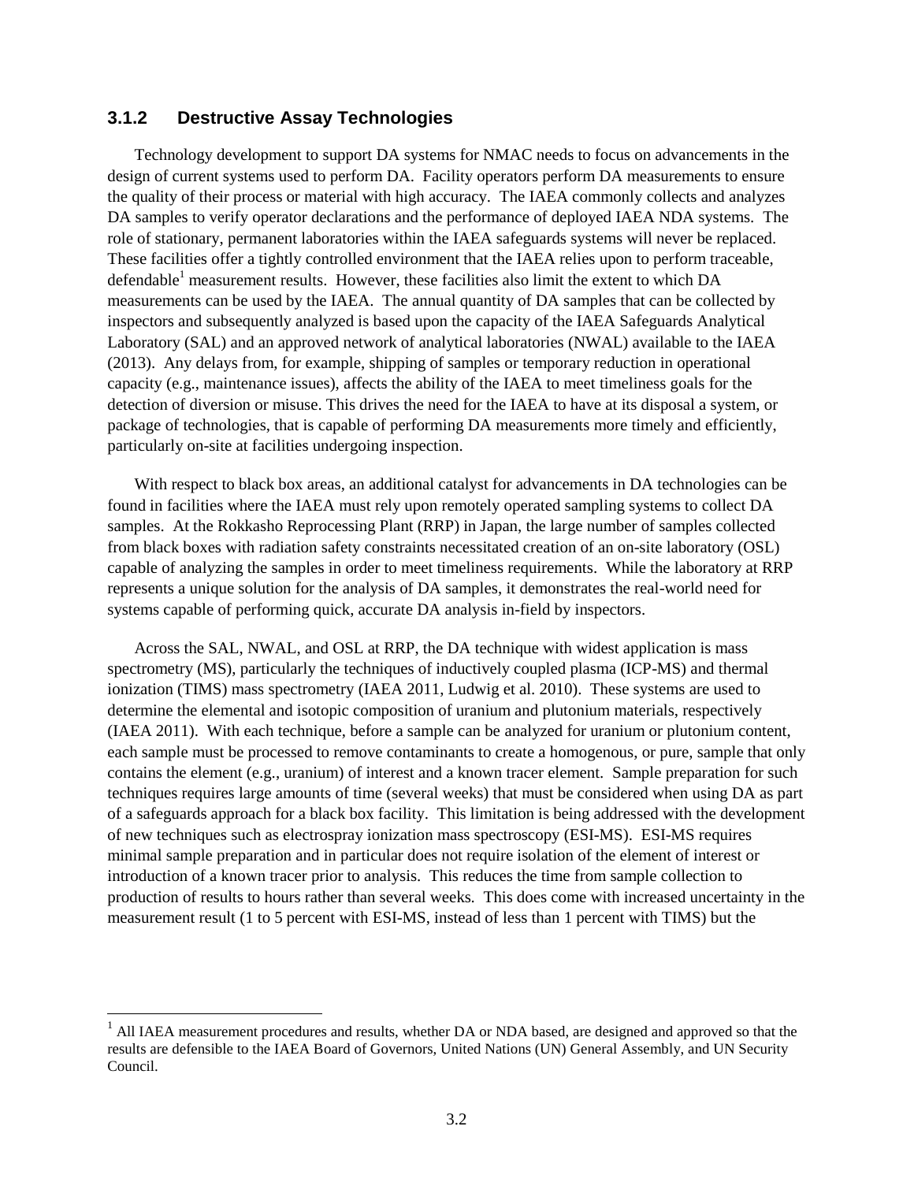### 3.1.2 Destructive Assay Technologies

Technology development to support DA systems for NMAC needs to focus on advancements in the design of current systems used to perform DA. Facility operators perform DA measurements to ensure the quality of their process or material with high accuracy. The IAEA commonly collects and analyzes DA samples to verify operator declarations and the performance of deployed IAEA NDA systems. The role of stationary, permanent laboratories within the IAEA safeguards systems will never be replaced. These facilities offer a tightly controlled environment that the IAEA relies upon to perform traceable, defendable[1] measurement results. However, these facilities also limit the extent to which DA measurements can be used by the IAEA. The annual quantity of DA samples that can be collected by inspectors and subsequently analyzed is based upon the capacity of the IAEA Safeguards Analytical Laboratory (SAL) and an approved network of analytical laboratories (NWAL) available to the IAEA (2013). Any delays from, for example, shipping of samples or temporary reduction in operational capacity (e.g., maintenance issues), affects the ability of the IAEA to meet timeliness goals for the detection of diversion or misuse. This drives the need for the IAEA to have at its disposal a system, or package of technologies, that is capable of performing DA measurements more timely and efficiently, particularly on-site at facilities undergoing inspection.

With respect to black box areas, an additional catalyst for advancements in DA technologies can be found in facilities where the IAEA must rely upon remotely operated sampling systems to collect DA samples. At the Rokkasho Reprocessing Plant (RRP) in Japan, the large number of samples collected from black boxes with radiation safety constraints necessitated creation of an on-site laboratory (OSL) capable of analyzing the samples in order to meet timeliness requirements. While the laboratory at RRP represents a unique solution for the analysis of DA samples, it demonstrates the real-world need for systems capable of performing quick, accurate DA analysis in-field by inspectors.

Across the SAL, NWAL, and OSL at RRP, the DA technique with widest application is mass spectrometry (MS), particularly the techniques of inductively coupled plasma (ICP-MS) and thermal ionization (TIMS) mass spectrometry (IAEA 2011, Ludwig et al. 2010). These systems are used to determine the elemental and isotopic composition of uranium and plutonium materials, respectively (IAEA 2011). With each technique, before a sample can be analyzed for uranium or plutonium content, each sample must be processed to remove contaminants to create a homogenous, or pure, sample that only contains the element (e.g., uranium) of interest and a known tracer element. Sample preparation for such techniques requires large amounts of time (several weeks) that must be considered when using DA as part of a safeguards approach for a black box facility. This limitation is being addressed with the development of new techniques such as electrospray ionization mass spectroscopy (ESI-MS). ESI-MS requires minimal sample preparation and in particular does not require isolation of the element of interest or introduction of a known tracer prior to analysis. This reduces the time from sample collection to production of results to hours rather than several weeks. This does come with increased uncertainty in the measurement result (1 to 5 percent with ESI-MS, instead of less than 1 percent with TIMS) but the

[1] All IAEA measurement procedures and results, whether DA or NDA based, are designed and approved so that the results are defensible to the IAEA Board of Governors, United Nations (UN) General Assembly, and UN Security Council.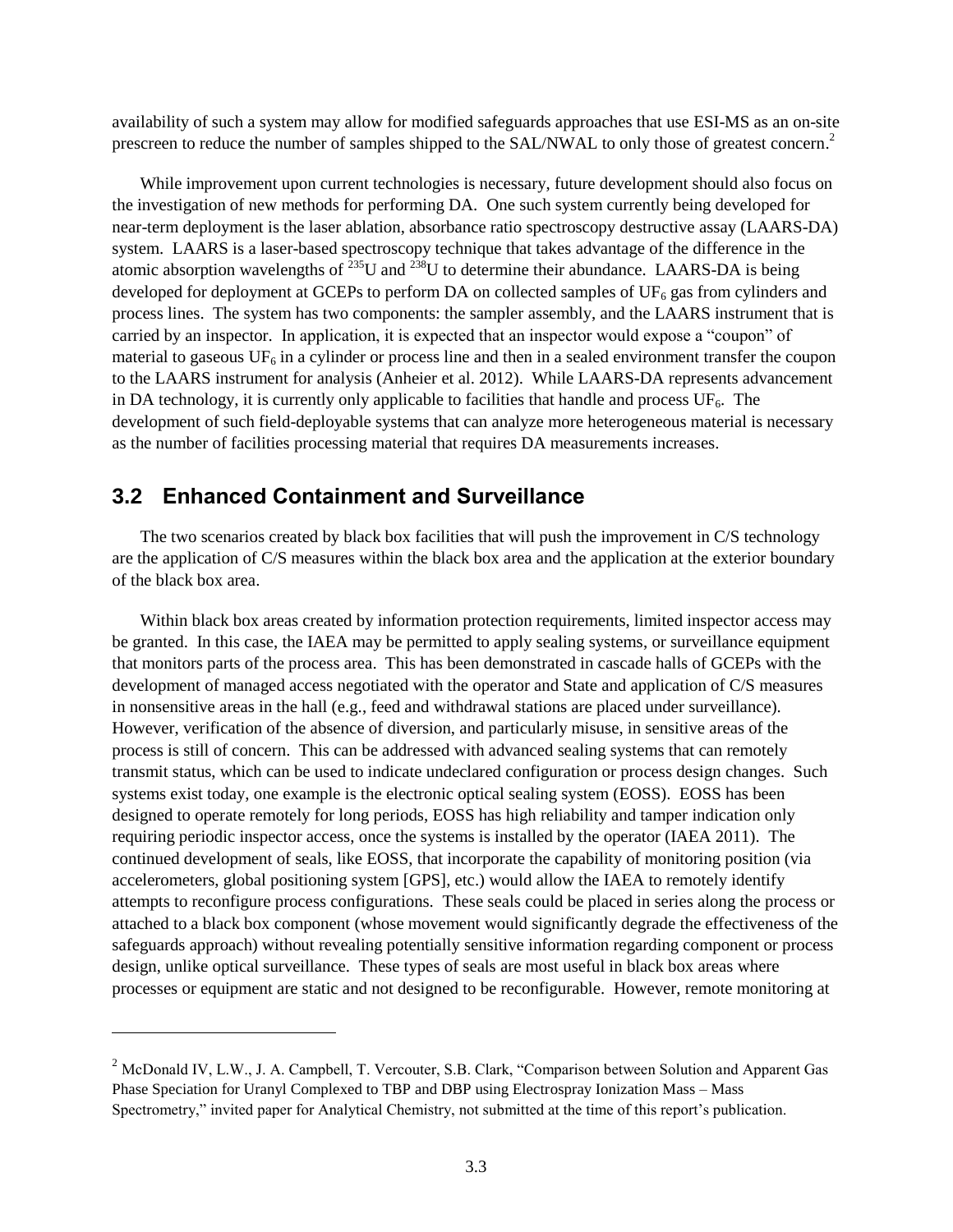availability of such a system may allow for modified safeguards approaches that use ESI-MS as an on-site prescreen to reduce the number of samples shipped to the SAL/NWAL to only those of greatest concern.[2]

While improvement upon current technologies is necessary, future development should also focus on the investigation of new methods for performing DA. One such system currently being developed for near-term deployment is the laser ablation, absorbance ratio spectroscopy destructive assay (LAARS-DA) system. LAARS is a laser-based spectroscopy technique that takes advantage of the difference in the atomic absorption wavelengths of $^{235}$U and $^{238}$U to determine their abundance. LAARS-DA is being developed for deployment at GCEPs to perform DA on collected samples of $UF_6$ gas from cylinders and process lines. The system has two components: the sampler assembly, and the LAARS instrument that is carried by an inspector. In application, it is expected that an inspector would expose a "coupon" of material to gaseous $UF_6$ in a cylinder or process line and then in a sealed environment transfer the coupon to the LAARS instrument for analysis (Anheier et al. 2012). While LAARS-DA represents advancement in DA technology, it is currently only applicable to facilities that handle and process $UF_6$. The development of such field-deployable systems that can analyze more heterogeneous material is necessary as the number of facilities processing material that requires DA measurements increases.

## 3.2 Enhanced Containment and Surveillance

The two scenarios created by black box facilities that will push the improvement in C/S technology are the application of C/S measures within the black box area and the application at the exterior boundary of the black box area.

Within black box areas created by information protection requirements, limited inspector access may be granted. In this case, the IAEA may be permitted to apply sealing systems, or surveillance equipment that monitors parts of the process area. This has been demonstrated in cascade halls of GCEPs with the development of managed access negotiated with the operator and State and application of C/S measures in nonsensitive areas in the hall (e.g., feed and withdrawal stations are placed under surveillance). However, verification of the absence of diversion, and particularly misuse, in sensitive areas of the process is still of concern. This can be addressed with advanced sealing systems that can remotely transmit status, which can be used to indicate undeclared configuration or process design changes. Such systems exist today, one example is the electronic optical sealing system (EOSS). EOSS has been designed to operate remotely for long periods, EOSS has high reliability and tamper indication only requiring periodic inspector access, once the systems is installed by the operator (IAEA 2011). The continued development of seals, like EOSS, that incorporate the capability of monitoring position (via accelerometers, global positioning system [GPS], etc.) would allow the IAEA to remotely identify attempts to reconfigure process configurations. These seals could be placed in series along the process or attached to a black box component (whose movement would significantly degrade the effectiveness of the safeguards approach) without revealing potentially sensitive information regarding component or process design, unlike optical surveillance. These types of seals are most useful in black box areas where processes or equipment are static and not designed to be reconfigurable. However, remote monitoring at

---

[2] McDonald IV, L.W., J. A. Campbell, T. Vercouter, S.B. Clark, "Comparison between Solution and Apparent Gas Phase Speciation for Uranyl Complexed to TBP and DBP using Electrospray Ionization Mass – Mass Spectrometry," invited paper for Analytical Chemistry, not submitted at the time of this report's publication.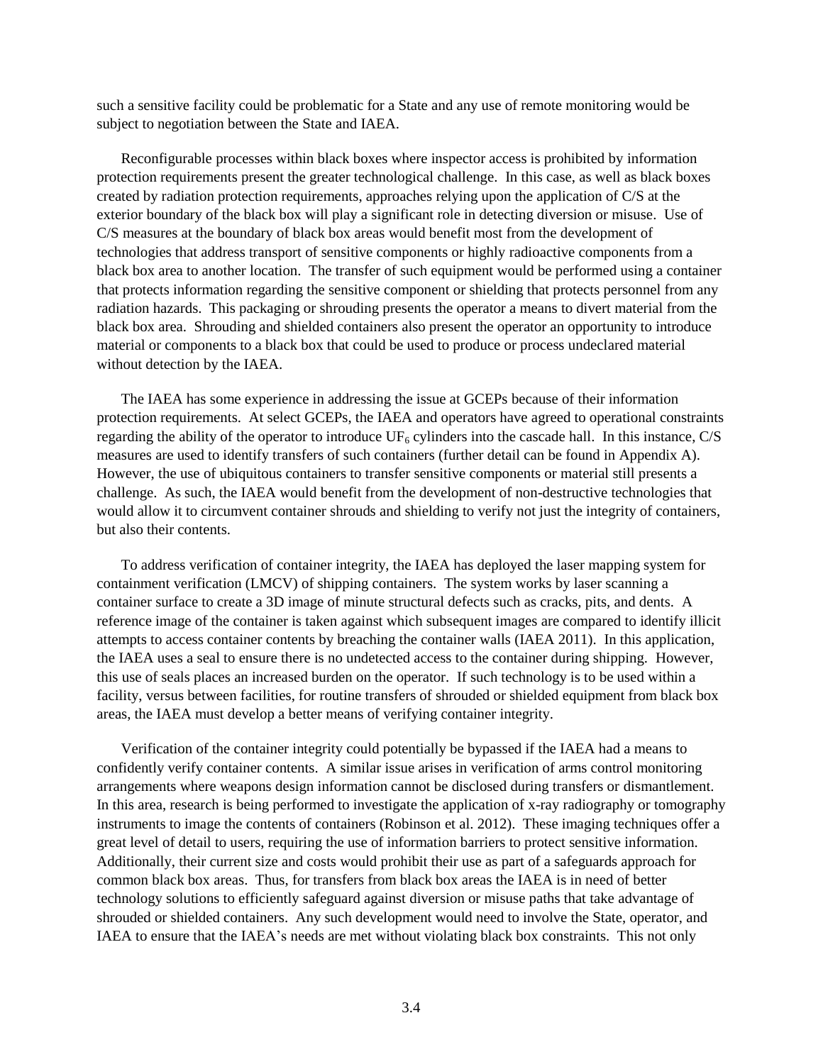such a sensitive facility could be problematic for a State and any use of remote monitoring would be subject to negotiation between the State and IAEA.

Reconfigurable processes within black boxes where inspector access is prohibited by information protection requirements present the greater technological challenge. In this case, as well as black boxes created by radiation protection requirements, approaches relying upon the application of C/S at the exterior boundary of the black box will play a significant role in detecting diversion or misuse. Use of C/S measures at the boundary of black box areas would benefit most from the development of technologies that address transport of sensitive components or highly radioactive components from a black box area to another location. The transfer of such equipment would be performed using a container that protects information regarding the sensitive component or shielding that protects personnel from any radiation hazards. This packaging or shrouding presents the operator a means to divert material from the black box area. Shrouding and shielded containers also present the operator an opportunity to introduce material or components to a black box that could be used to produce or process undeclared material without detection by the IAEA.

The IAEA has some experience in addressing the issue at GCEPs because of their information protection requirements. At select GCEPs, the IAEA and operators have agreed to operational constraints regarding the ability of the operator to introduce $UF_6$ cylinders into the cascade hall. In this instance, C/S measures are used to identify transfers of such containers (further detail can be found in Appendix A). However, the use of ubiquitous containers to transfer sensitive components or material still presents a challenge. As such, the IAEA would benefit from the development of non-destructive technologies that would allow it to circumvent container shrouds and shielding to verify not just the integrity of containers, but also their contents.

To address verification of container integrity, the IAEA has deployed the laser mapping system for containment verification (LMCV) of shipping containers. The system works by laser scanning a container surface to create a 3D image of minute structural defects such as cracks, pits, and dents. A reference image of the container is taken against which subsequent images are compared to identify illicit attempts to access container contents by breaching the container walls (IAEA 2011). In this application, the IAEA uses a seal to ensure there is no undetected access to the container during shipping. However, this use of seals places an increased burden on the operator. If such technology is to be used within a facility, versus between facilities, for routine transfers of shrouded or shielded equipment from black box areas, the IAEA must develop a better means of verifying container integrity.

Verification of the container integrity could potentially be bypassed if the IAEA had a means to confidently verify container contents. A similar issue arises in verification of arms control monitoring arrangements where weapons design information cannot be disclosed during transfers or dismantlement. In this area, research is being performed to investigate the application of x-ray radiography or tomography instruments to image the contents of containers (Robinson et al. 2012). These imaging techniques offer a great level of detail to users, requiring the use of information barriers to protect sensitive information. Additionally, their current size and costs would prohibit their use as part of a safeguards approach for common black box areas. Thus, for transfers from black box areas the IAEA is in need of better technology solutions to efficiently safeguard against diversion or misuse paths that take advantage of shrouded or shielded containers. Any such development would need to involve the State, operator, and IAEA to ensure that the IAEA's needs are met without violating black box constraints. This not only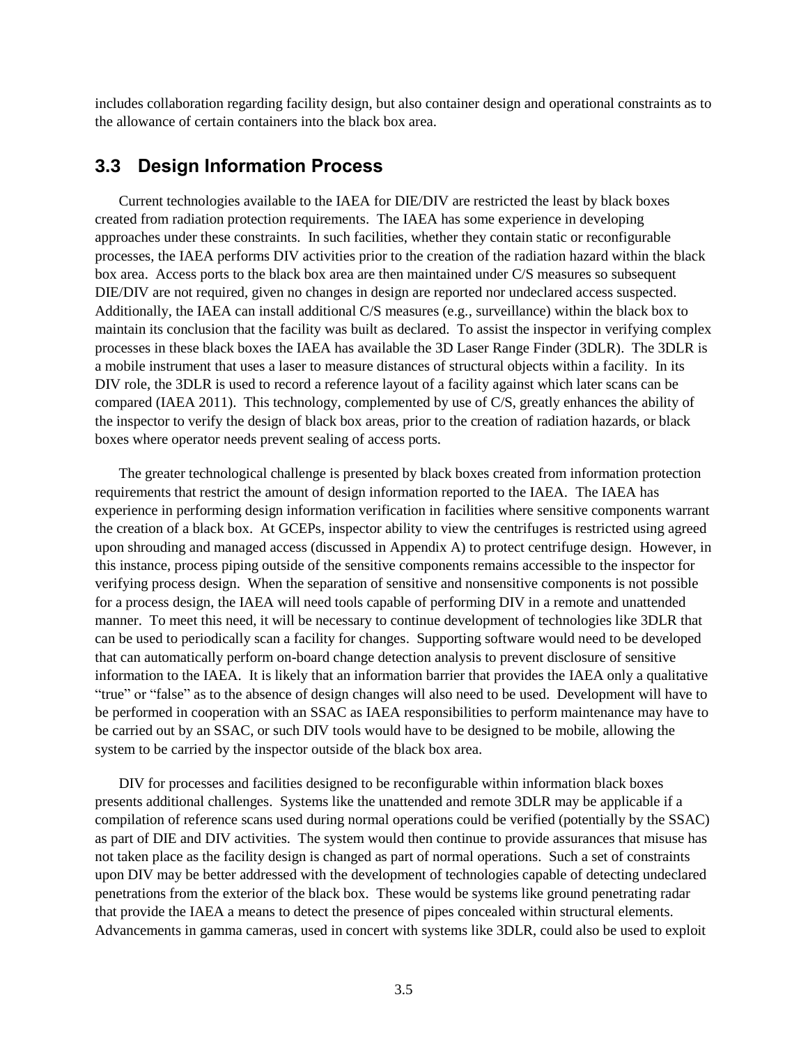includes collaboration regarding facility design, but also container design and operational constraints as to the allowance of certain containers into the black box area.

## 3.3 Design Information Process

Current technologies available to the IAEA for DIE/DIV are restricted the least by black boxes created from radiation protection requirements. The IAEA has some experience in developing approaches under these constraints. In such facilities, whether they contain static or reconfigurable processes, the IAEA performs DIV activities prior to the creation of the radiation hazard within the black box area. Access ports to the black box area are then maintained under C/S measures so subsequent DIE/DIV are not required, given no changes in design are reported nor undeclared access suspected. Additionally, the IAEA can install additional C/S measures (e.g., surveillance) within the black box to maintain its conclusion that the facility was built as declared. To assist the inspector in verifying complex processes in these black boxes the IAEA has available the 3D Laser Range Finder (3DLR). The 3DLR is a mobile instrument that uses a laser to measure distances of structural objects within a facility. In its DIV role, the 3DLR is used to record a reference layout of a facility against which later scans can be compared (IAEA 2011). This technology, complemented by use of C/S, greatly enhances the ability of the inspector to verify the design of black box areas, prior to the creation of radiation hazards, or black boxes where operator needs prevent sealing of access ports.

The greater technological challenge is presented by black boxes created from information protection requirements that restrict the amount of design information reported to the IAEA. The IAEA has experience in performing design information verification in facilities where sensitive components warrant the creation of a black box. At GCEPs, inspector ability to view the centrifuges is restricted using agreed upon shrouding and managed access (discussed in Appendix A) to protect centrifuge design. However, in this instance, process piping outside of the sensitive components remains accessible to the inspector for verifying process design. When the separation of sensitive and nonsensitive components is not possible for a process design, the IAEA will need tools capable of performing DIV in a remote and unattended manner. To meet this need, it will be necessary to continue development of technologies like 3DLR that can be used to periodically scan a facility for changes. Supporting software would need to be developed that can automatically perform on-board change detection analysis to prevent disclosure of sensitive information to the IAEA. It is likely that an information barrier that provides the IAEA only a qualitative "true" or "false" as to the absence of design changes will also need to be used. Development will have to be performed in cooperation with an SSAC as IAEA responsibilities to perform maintenance may have to be carried out by an SSAC, or such DIV tools would have to be designed to be mobile, allowing the system to be carried by the inspector outside of the black box area.

DIV for processes and facilities designed to be reconfigurable within information black boxes presents additional challenges. Systems like the unattended and remote 3DLR may be applicable if a compilation of reference scans used during normal operations could be verified (potentially by the SSAC) as part of DIE and DIV activities. The system would then continue to provide assurances that misuse has not taken place as the facility design is changed as part of normal operations. Such a set of constraints upon DIV may be better addressed with the development of technologies capable of detecting undeclared penetrations from the exterior of the black box. These would be systems like ground penetrating radar that provide the IAEA a means to detect the presence of pipes concealed within structural elements. Advancements in gamma cameras, used in concert with systems like 3DLR, could also be used to exploit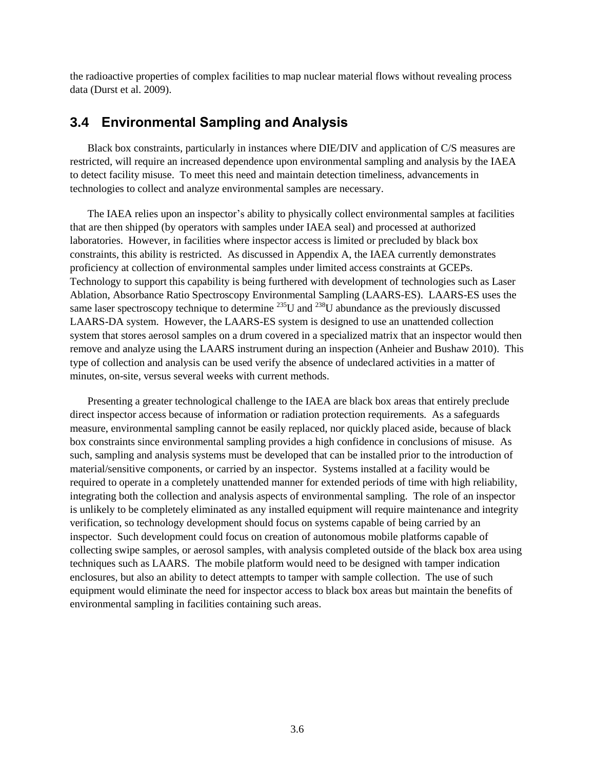the radioactive properties of complex facilities to map nuclear material flows without revealing process data (Durst et al. 2009).

## 3.4 Environmental Sampling and Analysis

Black box constraints, particularly in instances where DIE/DIV and application of C/S measures are restricted, will require an increased dependence upon environmental sampling and analysis by the IAEA to detect facility misuse. To meet this need and maintain detection timeliness, advancements in technologies to collect and analyze environmental samples are necessary.

The IAEA relies upon an inspector's ability to physically collect environmental samples at facilities that are then shipped (by operators with samples under IAEA seal) and processed at authorized laboratories. However, in facilities where inspector access is limited or precluded by black box constraints, this ability is restricted. As discussed in Appendix A, the IAEA currently demonstrates proficiency at collection of environmental samples under limited access constraints at GCEPs. Technology to support this capability is being furthered with development of technologies such as Laser Ablation, Absorbance Ratio Spectroscopy Environmental Sampling (LAARS-ES). LAARS-ES uses the same laser spectroscopy technique to determine $^{235}U$ and $^{238}U$ abundance as the previously discussed LAARS-DA system. However, the LAARS-ES system is designed to use an unattended collection system that stores aerosol samples on a drum covered in a specialized matrix that an inspector would then remove and analyze using the LAARS instrument during an inspection (Anheier and Bushaw 2010). This type of collection and analysis can be used verify the absence of undeclared activities in a matter of minutes, on-site, versus several weeks with current methods.

Presenting a greater technological challenge to the IAEA are black box areas that entirely preclude direct inspector access because of information or radiation protection requirements. As a safeguards measure, environmental sampling cannot be easily replaced, nor quickly placed aside, because of black box constraints since environmental sampling provides a high confidence in conclusions of misuse. As such, sampling and analysis systems must be developed that can be installed prior to the introduction of material/sensitive components, or carried by an inspector. Systems installed at a facility would be required to operate in a completely unattended manner for extended periods of time with high reliability, integrating both the collection and analysis aspects of environmental sampling. The role of an inspector is unlikely to be completely eliminated as any installed equipment will require maintenance and integrity verification, so technology development should focus on systems capable of being carried by an inspector. Such development could focus on creation of autonomous mobile platforms capable of collecting swipe samples, or aerosol samples, with analysis completed outside of the black box area using techniques such as LAARS. The mobile platform would need to be designed with tamper indication enclosures, but also an ability to detect attempts to tamper with sample collection. The use of such equipment would eliminate the need for inspector access to black box areas but maintain the benefits of environmental sampling in facilities containing such areas.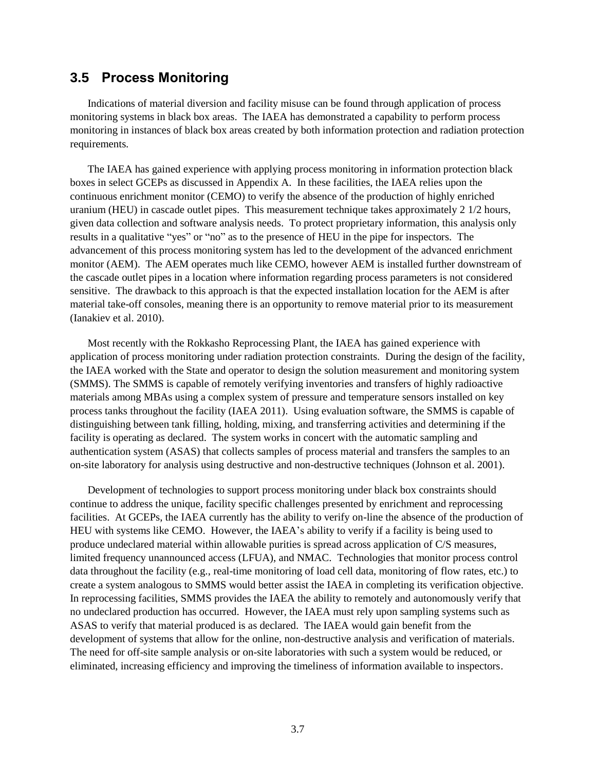## 3.5 Process Monitoring

Indications of material diversion and facility misuse can be found through application of process monitoring systems in black box areas. The IAEA has demonstrated a capability to perform process monitoring in instances of black box areas created by both information protection and radiation protection requirements.

The IAEA has gained experience with applying process monitoring in information protection black boxes in select GCEPs as discussed in Appendix A. In these facilities, the IAEA relies upon the continuous enrichment monitor (CEMO) to verify the absence of the production of highly enriched uranium (HEU) in cascade outlet pipes. This measurement technique takes approximately 2 1/2 hours, given data collection and software analysis needs. To protect proprietary information, this analysis only results in a qualitative "yes" or "no" as to the presence of HEU in the pipe for inspectors. The advancement of this process monitoring system has led to the development of the advanced enrichment monitor (AEM). The AEM operates much like CEMO, however AEM is installed further downstream of the cascade outlet pipes in a location where information regarding process parameters is not considered sensitive. The drawback to this approach is that the expected installation location for the AEM is after material take-off consoles, meaning there is an opportunity to remove material prior to its measurement (Ianakiev et al. 2010).

Most recently with the Rokkasho Reprocessing Plant, the IAEA has gained experience with application of process monitoring under radiation protection constraints. During the design of the facility, the IAEA worked with the State and operator to design the solution measurement and monitoring system (SMMS). The SMMS is capable of remotely verifying inventories and transfers of highly radioactive materials among MBAs using a complex system of pressure and temperature sensors installed on key process tanks throughout the facility (IAEA 2011). Using evaluation software, the SMMS is capable of distinguishing between tank filling, holding, mixing, and transferring activities and determining if the facility is operating as declared. The system works in concert with the automatic sampling and authentication system (ASAS) that collects samples of process material and transfers the samples to an on-site laboratory for analysis using destructive and non-destructive techniques (Johnson et al. 2001).

Development of technologies to support process monitoring under black box constraints should continue to address the unique, facility specific challenges presented by enrichment and reprocessing facilities. At GCEPs, the IAEA currently has the ability to verify on-line the absence of the production of HEU with systems like CEMO. However, the IAEA's ability to verify if a facility is being used to produce undeclared material within allowable purities is spread across application of C/S measures, limited frequency unannounced access (LFUA), and NMAC. Technologies that monitor process control data throughout the facility (e.g., real-time monitoring of load cell data, monitoring of flow rates, etc.) to create a system analogous to SMMS would better assist the IAEA in completing its verification objective. In reprocessing facilities, SMMS provides the IAEA the ability to remotely and autonomously verify that no undeclared production has occurred. However, the IAEA must rely upon sampling systems such as ASAS to verify that material produced is as declared. The IAEA would gain benefit from the development of systems that allow for the online, non-destructive analysis and verification of materials. The need for off-site sample analysis or on-site laboratories with such a system would be reduced, or eliminated, increasing efficiency and improving the timeliness of information available to inspectors.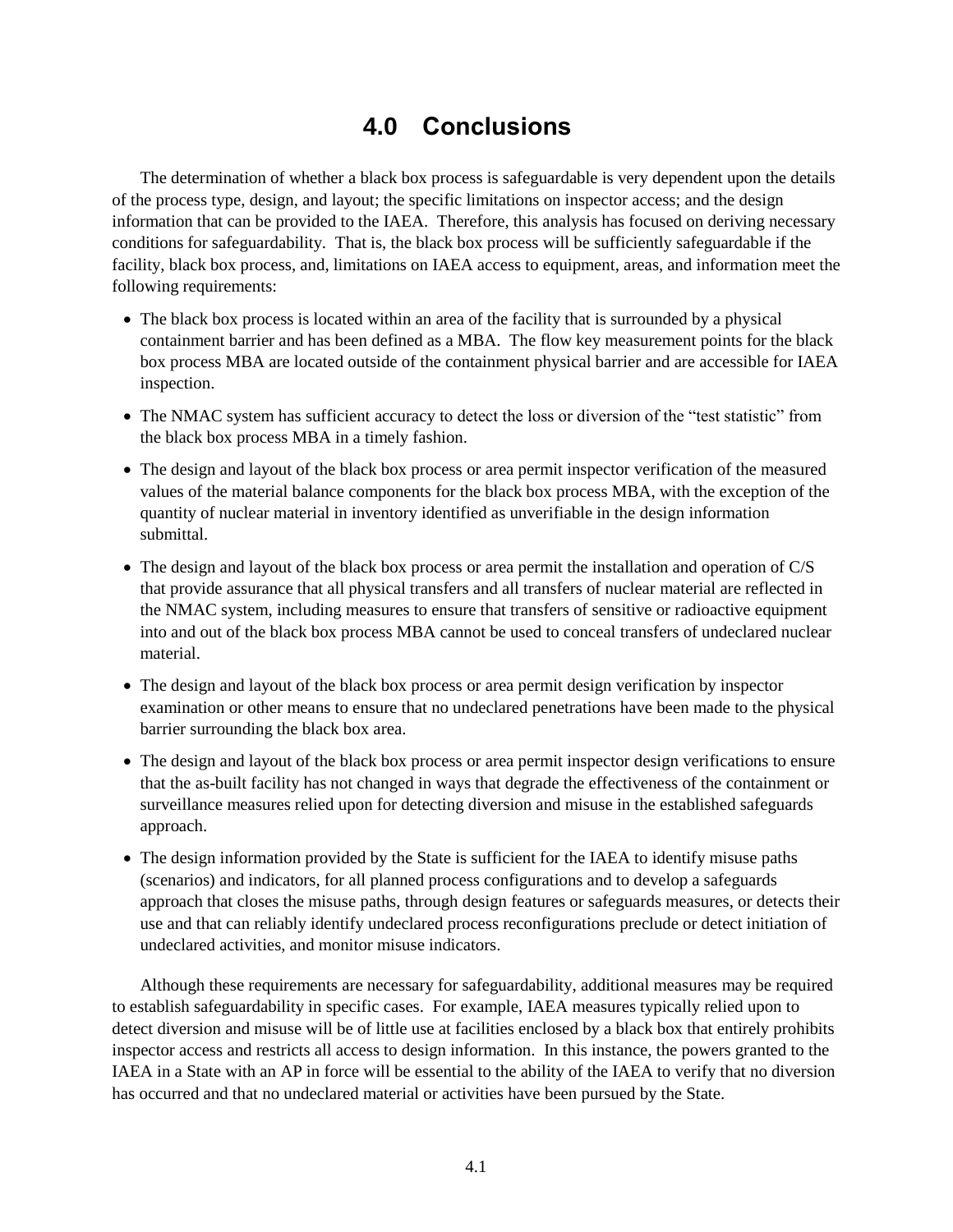# 4.0 Conclusions

The determination of whether a black box process is safeguardable is very dependent upon the details of the process type, design, and layout; the specific limitations on inspector access; and the design information that can be provided to the IAEA. Therefore, this analysis has focused on deriving necessary conditions for safeguardability. That is, the black box process will be sufficiently safeguardable if the facility, black box process, and, limitations on IAEA access to equipment, areas, and information meet the following requirements:

- The black box process is located within an area of the facility that is surrounded by a physical containment barrier and has been defined as a MBA. The flow key measurement points for the black box process MBA are located outside of the containment physical barrier and are accessible for IAEA inspection.
- The NMAC system has sufficient accuracy to detect the loss or diversion of the "test statistic" from the black box process MBA in a timely fashion.
- The design and layout of the black box process or area permit inspector verification of the measured values of the material balance components for the black box process MBA, with the exception of the quantity of nuclear material in inventory identified as unverifiable in the design information submittal.
- The design and layout of the black box process or area permit the installation and operation of C/S that provide assurance that all physical transfers and all transfers of nuclear material are reflected in the NMAC system, including measures to ensure that transfers of sensitive or radioactive equipment into and out of the black box process MBA cannot be used to conceal transfers of undeclared nuclear material.
- The design and layout of the black box process or area permit design verification by inspector examination or other means to ensure that no undeclared penetrations have been made to the physical barrier surrounding the black box area.
- The design and layout of the black box process or area permit inspector design verifications to ensure that the as-built facility has not changed in ways that degrade the effectiveness of the containment or surveillance measures relied upon for detecting diversion and misuse in the established safeguards approach.
- The design information provided by the State is sufficient for the IAEA to identify misuse paths (scenarios) and indicators, for all planned process configurations and to develop a safeguards approach that closes the misuse paths, through design features or safeguards measures, or detects their use and that can reliably identify undeclared process reconfigurations preclude or detect initiation of undeclared activities, and monitor misuse indicators.

Although these requirements are necessary for safeguardability, additional measures may be required to establish safeguardability in specific cases. For example, IAEA measures typically relied upon to detect diversion and misuse will be of little use at facilities enclosed by a black box that entirely prohibits inspector access and restricts all access to design information. In this instance, the powers granted to the IAEA in a State with an AP in force will be essential to the ability of the IAEA to verify that no diversion has occurred and that no undeclared material or activities have been pursued by the State.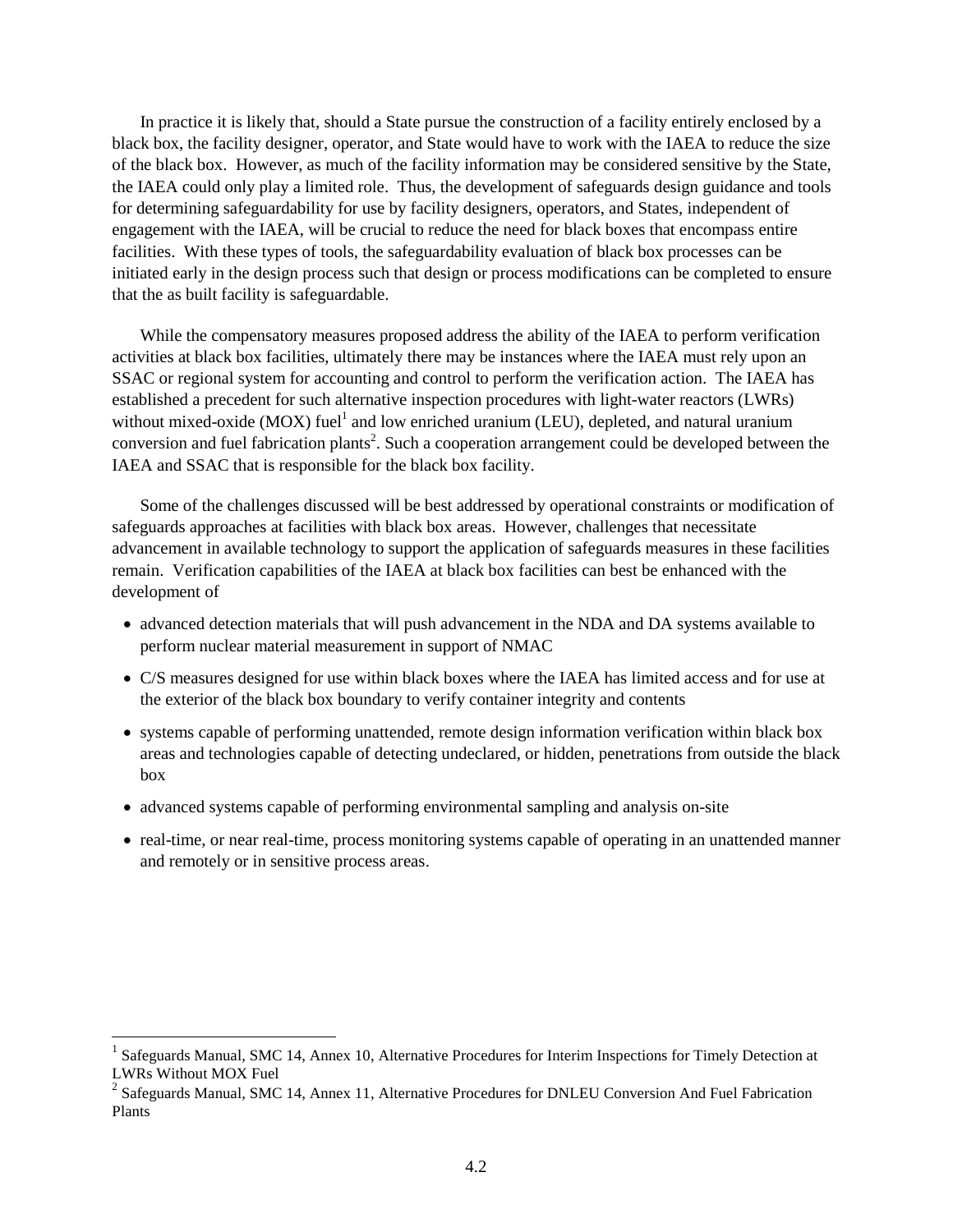In practice it is likely that, should a State pursue the construction of a facility entirely enclosed by a black box, the facility designer, operator, and State would have to work with the IAEA to reduce the size of the black box. However, as much of the facility information may be considered sensitive by the State, the IAEA could only play a limited role. Thus, the development of safeguards design guidance and tools for determining safeguardability for use by facility designers, operators, and States, independent of engagement with the IAEA, will be crucial to reduce the need for black boxes that encompass entire facilities. With these types of tools, the safeguardability evaluation of black box processes can be initiated early in the design process such that design or process modifications can be completed to ensure that the as built facility is safeguardable.

While the compensatory measures proposed address the ability of the IAEA to perform verification activities at black box facilities, ultimately there may be instances where the IAEA must rely upon an SSAC or regional system for accounting and control to perform the verification action. The IAEA has established a precedent for such alternative inspection procedures with light-water reactors (LWRs) without mixed-oxide (MOX) fuel[1] and low enriched uranium (LEU), depleted, and natural uranium conversion and fuel fabrication plants[2]. Such a cooperation arrangement could be developed between the IAEA and SSAC that is responsible for the black box facility.

Some of the challenges discussed will be best addressed by operational constraints or modification of safeguards approaches at facilities with black box areas. However, challenges that necessitate advancement in available technology to support the application of safeguards measures in these facilities remain. Verification capabilities of the IAEA at black box facilities can best be enhanced with the development of

- advanced detection materials that will push advancement in the NDA and DA systems available to perform nuclear material measurement in support of NMAC
- C/S measures designed for use within black boxes where the IAEA has limited access and for use at the exterior of the black box boundary to verify container integrity and contents
- systems capable of performing unattended, remote design information verification within black box areas and technologies capable of detecting undeclared, or hidden, penetrations from outside the black box
- advanced systems capable of performing environmental sampling and analysis on-site
- real-time, or near real-time, process monitoring systems capable of operating in an unattended manner and remotely or in sensitive process areas.

---

[1] Safeguards Manual, SMC 14, Annex 10, Alternative Procedures for Interim Inspections for Timely Detection at LWRs Without MOX Fuel

[2] Safeguards Manual, SMC 14, Annex 11, Alternative Procedures for DNLEU Conversion And Fuel Fabrication Plants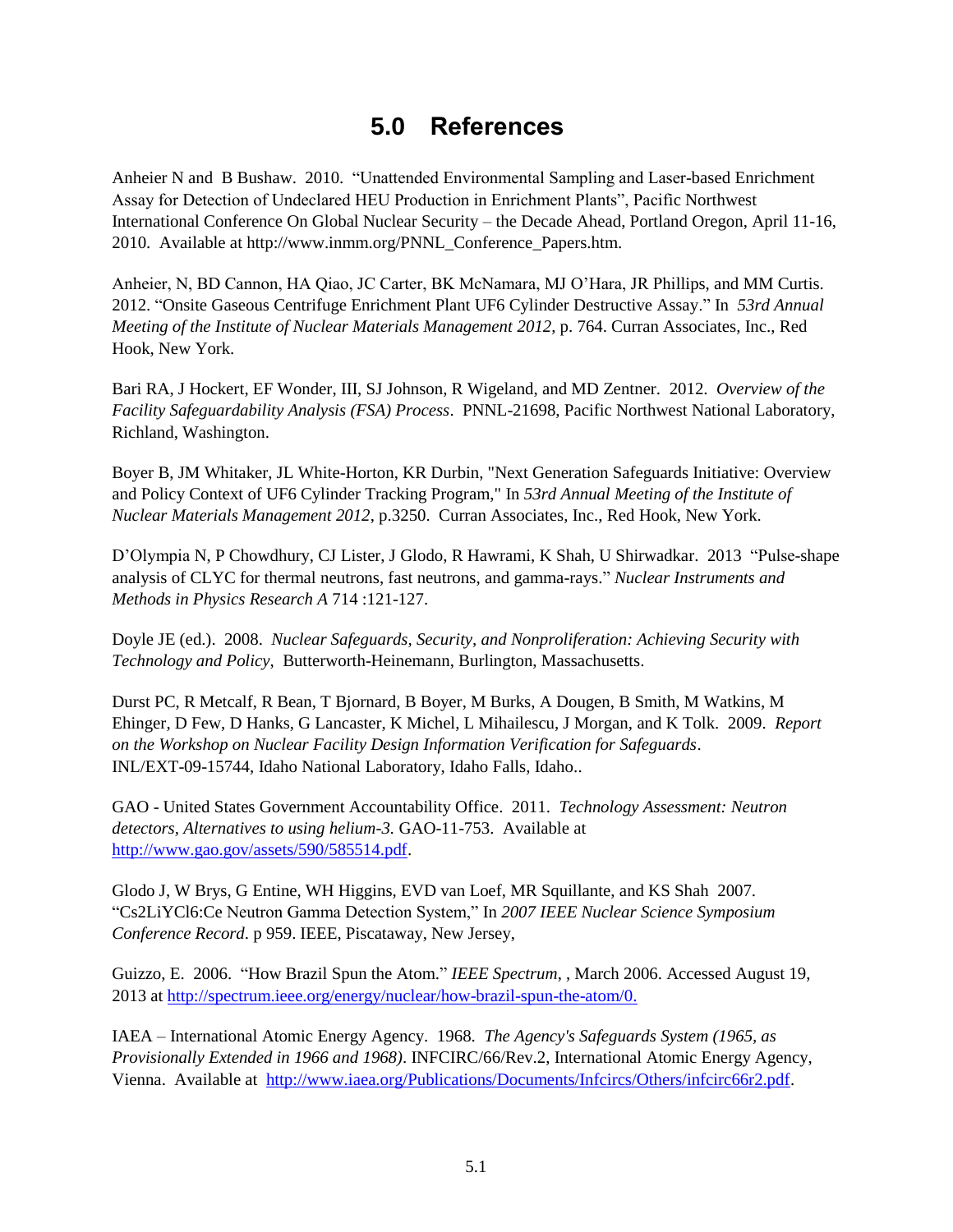# 5.0 References

Anheier N and B Bushaw. 2010. "Unattended Environmental Sampling and Laser-based Enrichment Assay for Detection of Undeclared HEU Production in Enrichment Plants", Pacific Northwest International Conference On Global Nuclear Security – the Decade Ahead, Portland Oregon, April 11-16, 2010. Available at http://www.inmm.org/PNNL_Conference_Papers.htm.

Anheier, N, BD Cannon, HA Qiao, JC Carter, BK McNamara, MJ O'Hara, JR Phillips, and MM Curtis. 2012. "Onsite Gaseous Centrifuge Enrichment Plant UF6 Cylinder Destructive Assay." In *53rd Annual Meeting of the Institute of Nuclear Materials Management 2012*, p. 764. Curran Associates, Inc., Red Hook, New York.

Bari RA, J Hockert, EF Wonder, III, SJ Johnson, R Wigeland, and MD Zentner. 2012. *Overview of the Facility Safeguardability Analysis (FSA) Process*. PNNL-21698, Pacific Northwest National Laboratory, Richland, Washington.

Boyer B, JM Whitaker, JL White-Horton, KR Durbin, "Next Generation Safeguards Initiative: Overview and Policy Context of UF6 Cylinder Tracking Program," In *53rd Annual Meeting of the Institute of Nuclear Materials Management 2012*, p.3250. Curran Associates, Inc., Red Hook, New York.

D'Olympia N, P Chowdhury, CJ Lister, J Glodo, R Hawrami, K Shah, U Shirwadkar. 2013 "Pulse-shape analysis of CLYC for thermal neutrons, fast neutrons, and gamma-rays." *Nuclear Instruments and Methods in Physics Research A* 714 :121-127.

Doyle JE (ed.). 2008. *Nuclear Safeguards, Security, and Nonproliferation: Achieving Security with Technology and Policy,* Butterworth-Heinemann, Burlington, Massachusetts.

Durst PC, R Metcalf, R Bean, T Bjornard, B Boyer, M Burks, A Dougen, B Smith, M Watkins, M Ehinger, D Few, D Hanks, G Lancaster, K Michel, L Mihailescu, J Morgan, and K Tolk. 2009. *Report on the Workshop on Nuclear Facility Design Information Verification for Safeguards*. INL/EXT-09-15744, Idaho National Laboratory, Idaho Falls, Idaho..

GAO - United States Government Accountability Office. 2011. *Technology Assessment: Neutron detectors, Alternatives to using helium-3.* GAO-11-753. Available at http://www.gao.gov/assets/590/585514.pdf.

Glodo J, W Brys, G Entine, WH Higgins, EVD van Loef, MR Squillante, and KS Shah 2007. "Cs2LiYCl6:Ce Neutron Gamma Detection System," In *2007 IEEE Nuclear Science Symposium Conference Record*. p 959. IEEE, Piscataway, New Jersey,

Guizzo, E. 2006. "How Brazil Spun the Atom." *IEEE Spectrum*, , March 2006. Accessed August 19, 2013 at http://spectrum.ieee.org/energy/nuclear/how-brazil-spun-the-atom/0.

IAEA – International Atomic Energy Agency. 1968. *The Agency's Safeguards System (1965, as Provisionally Extended in 1966 and 1968)*. INFCIRC/66/Rev.2, International Atomic Energy Agency, Vienna. Available at http://www.iaea.org/Publications/Documents/Infcircs/Others/infcirc66r2.pdf.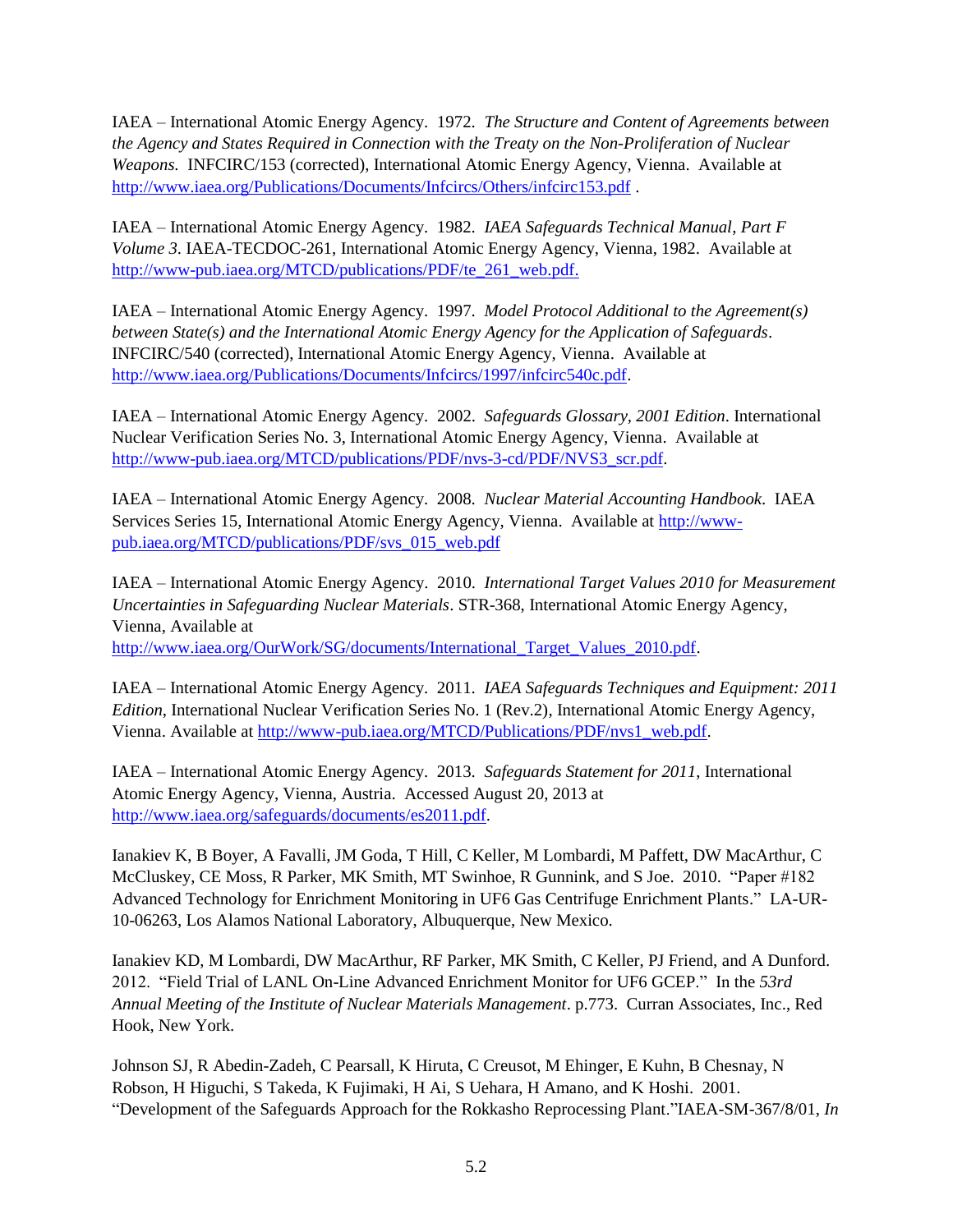IAEA – International Atomic Energy Agency. 1972. *The Structure and Content of Agreements between the Agency and States Required in Connection with the Treaty on the Non-Proliferation of Nuclear Weapons.* INFCIRC/153 (corrected), International Atomic Energy Agency, Vienna. Available at http://www.iaea.org/Publications/Documents/Infcircs/Others/infcirc153.pdf .

IAEA – International Atomic Energy Agency. 1982. *IAEA Safeguards Technical Manual, Part F Volume 3*. IAEA-TECDOC-261, International Atomic Energy Agency, Vienna, 1982. Available at http://www-pub.iaea.org/MTCD/publications/PDF/te_261_web.pdf.

IAEA – International Atomic Energy Agency. 1997. *Model Protocol Additional to the Agreement(s) between State(s) and the International Atomic Energy Agency for the Application of Safeguards*. INFCIRC/540 (corrected), International Atomic Energy Agency, Vienna. Available at http://www.iaea.org/Publications/Documents/Infcircs/1997/infcirc540c.pdf.

IAEA – International Atomic Energy Agency. 2002. *Safeguards Glossary, 2001 Edition*. International Nuclear Verification Series No. 3, International Atomic Energy Agency, Vienna. Available at http://www-pub.iaea.org/MTCD/publications/PDF/nvs-3-cd/PDF/NVS3_scr.pdf.

IAEA – International Atomic Energy Agency. 2008. *Nuclear Material Accounting Handbook*. IAEA Services Series 15, International Atomic Energy Agency, Vienna. Available at http://www-pub.iaea.org/MTCD/publications/PDF/svs_015_web.pdf

IAEA – International Atomic Energy Agency. 2010. *International Target Values 2010 for Measurement Uncertainties in Safeguarding Nuclear Materials*. STR-368, International Atomic Energy Agency, Vienna, Available at http://www.iaea.org/OurWork/SG/documents/International_Target_Values_2010.pdf.

IAEA – International Atomic Energy Agency. 2011. *IAEA Safeguards Techniques and Equipment: 2011 Edition*, International Nuclear Verification Series No. 1 (Rev.2), International Atomic Energy Agency, Vienna. Available at http://www-pub.iaea.org/MTCD/Publications/PDF/nvs1_web.pdf.

IAEA – International Atomic Energy Agency. 2013. *Safeguards Statement for 2011*, International Atomic Energy Agency, Vienna, Austria. Accessed August 20, 2013 at http://www.iaea.org/safeguards/documents/es2011.pdf.

Ianakiev K, B Boyer, A Favalli, JM Goda, T Hill, C Keller, M Lombardi, M Paffett, DW MacArthur, C McCluskey, CE Moss, R Parker, MK Smith, MT Swinhoe, R Gunnink, and S Joe. 2010. "Paper #182 Advanced Technology for Enrichment Monitoring in UF6 Gas Centrifuge Enrichment Plants." LA-UR-10-06263, Los Alamos National Laboratory, Albuquerque, New Mexico.

Ianakiev KD, M Lombardi, DW MacArthur, RF Parker, MK Smith, C Keller, PJ Friend, and A Dunford. 2012. "Field Trial of LANL On-Line Advanced Enrichment Monitor for UF6 GCEP." In the *53rd Annual Meeting of the Institute of Nuclear Materials Management*. p.773. Curran Associates, Inc., Red Hook, New York.

Johnson SJ, R Abedin-Zadeh, C Pearsall, K Hiruta, C Creusot, M Ehinger, E Kuhn, B Chesnay, N Robson, H Higuchi, S Takeda, K Fujimaki, H Ai, S Uehara, H Amano, and K Hoshi. 2001. "Development of the Safeguards Approach for the Rokkasho Reprocessing Plant."IAEA-SM-367/8/01, *In*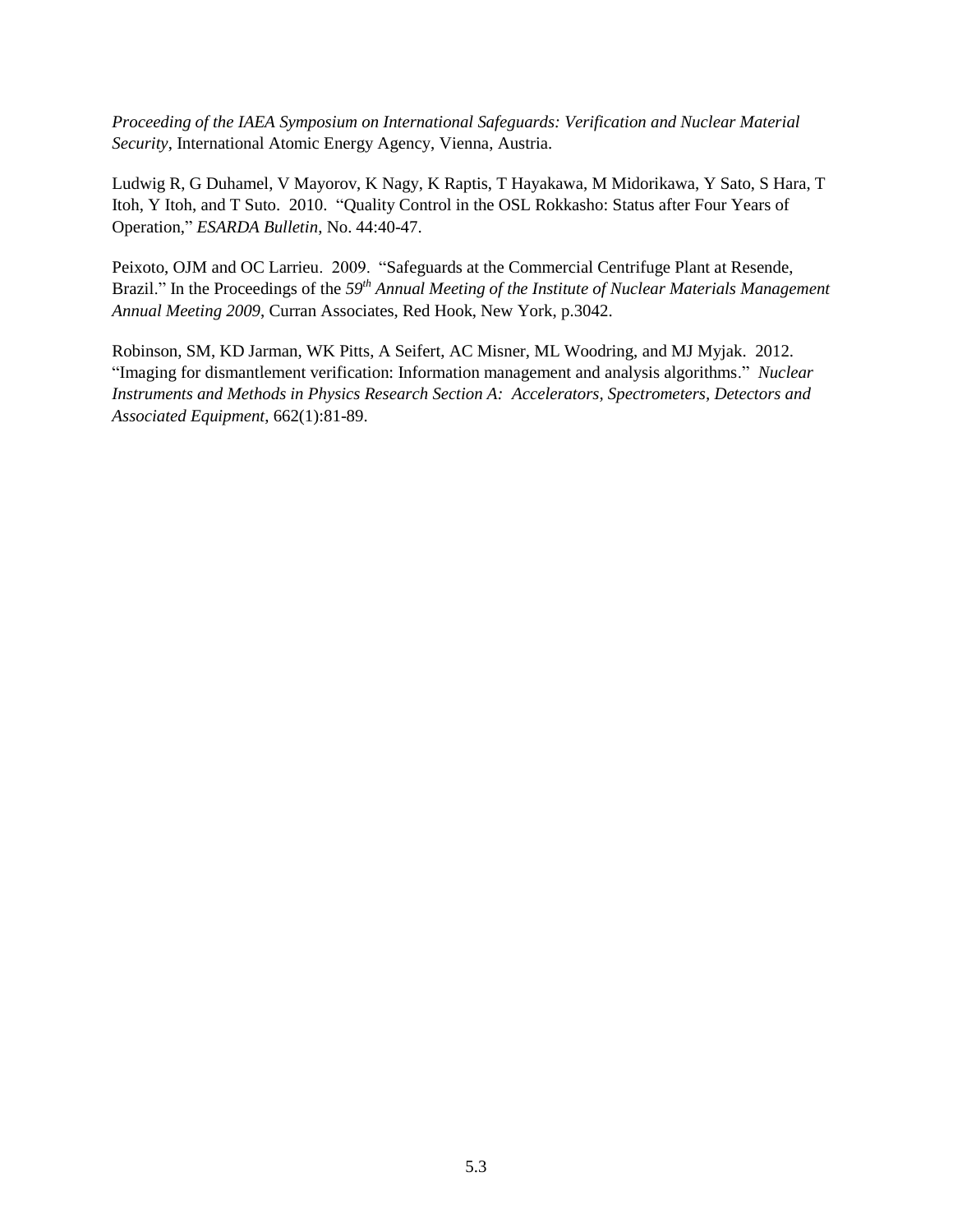*Proceeding of the IAEA Symposium on International Safeguards: Verification and Nuclear Material Security*, International Atomic Energy Agency, Vienna, Austria.

Ludwig R, G Duhamel, V Mayorov, K Nagy, K Raptis, T Hayakawa, M Midorikawa, Y Sato, S Hara, T Itoh, Y Itoh, and T Suto. 2010. "Quality Control in the OSL Rokkasho: Status after Four Years of Operation," *ESARDA Bulletin*, No. 44:40-47.

Peixoto, OJM and OC Larrieu. 2009. "Safeguards at the Commercial Centrifuge Plant at Resende, Brazil." In the Proceedings of the *59th Annual Meeting of the Institute of Nuclear Materials Management Annual Meeting 2009*, Curran Associates, Red Hook, New York, p.3042.

Robinson, SM, KD Jarman, WK Pitts, A Seifert, AC Misner, ML Woodring, and MJ Myjak. 2012. "Imaging for dismantlement verification: Information management and analysis algorithms." *Nuclear Instruments and Methods in Physics Research Section A: Accelerators, Spectrometers, Detectors and Associated Equipment*, 662(1):81-89.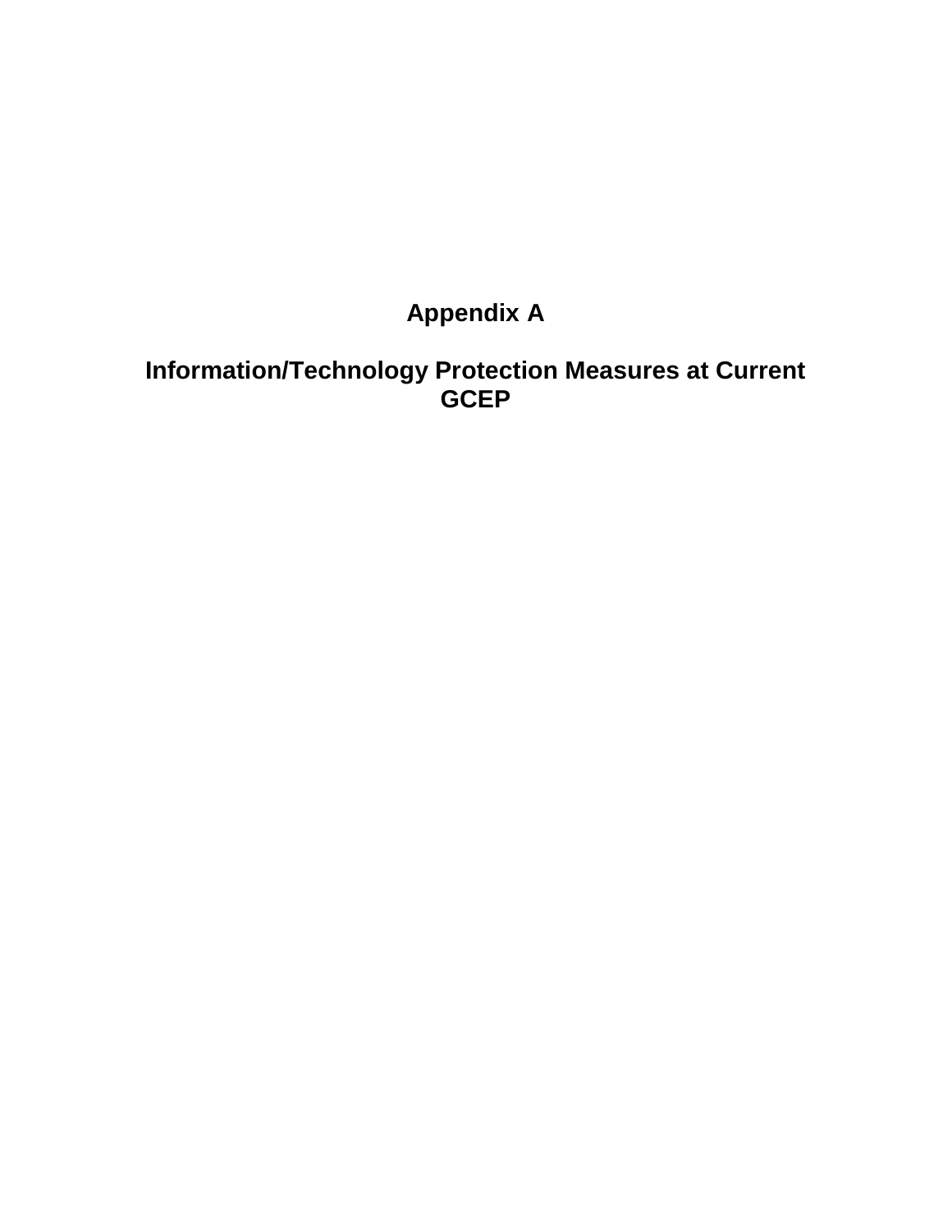# Appendix A

# Information/Technology Protection Measures at Current GCEP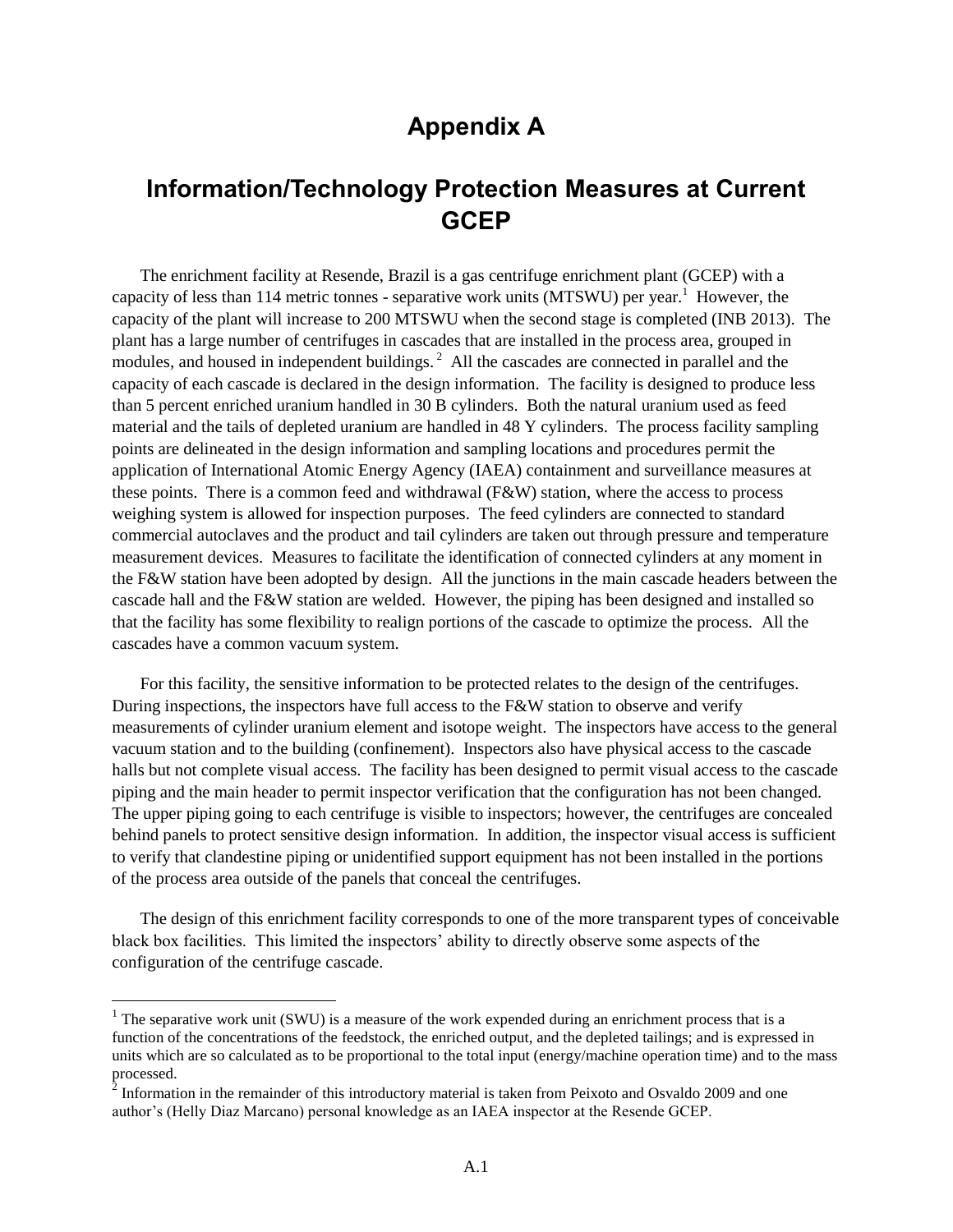# Appendix A

# Information/Technology Protection Measures at Current GCEP

The enrichment facility at Resende, Brazil is a gas centrifuge enrichment plant (GCEP) with a capacity of less than 114 metric tonnes - separative work units (MTSWU) per year.[1] However, the capacity of the plant will increase to 200 MTSWU when the second stage is completed (INB 2013). The plant has a large number of centrifuges in cascades that are installed in the process area, grouped in modules, and housed in independent buildings.[2] All the cascades are connected in parallel and the capacity of each cascade is declared in the design information. The facility is designed to produce less than 5 percent enriched uranium handled in 30 B cylinders. Both the natural uranium used as feed material and the tails of depleted uranium are handled in 48 Y cylinders. The process facility sampling points are delineated in the design information and sampling locations and procedures permit the application of International Atomic Energy Agency (IAEA) containment and surveillance measures at these points. There is a common feed and withdrawal (F&W) station, where the access to process weighing system is allowed for inspection purposes. The feed cylinders are connected to standard commercial autoclaves and the product and tail cylinders are taken out through pressure and temperature measurement devices. Measures to facilitate the identification of connected cylinders at any moment in the F&W station have been adopted by design. All the junctions in the main cascade headers between the cascade hall and the F&W station are welded. However, the piping has been designed and installed so that the facility has some flexibility to realign portions of the cascade to optimize the process. All the cascades have a common vacuum system.

For this facility, the sensitive information to be protected relates to the design of the centrifuges. During inspections, the inspectors have full access to the F&W station to observe and verify measurements of cylinder uranium element and isotope weight. The inspectors have access to the general vacuum station and to the building (confinement). Inspectors also have physical access to the cascade halls but not complete visual access. The facility has been designed to permit visual access to the cascade piping and the main header to permit inspector verification that the configuration has not been changed. The upper piping going to each centrifuge is visible to inspectors; however, the centrifuges are concealed behind panels to protect sensitive design information. In addition, the inspector visual access is sufficient to verify that clandestine piping or unidentified support equipment has not been installed in the portions of the process area outside of the panels that conceal the centrifuges.

The design of this enrichment facility corresponds to one of the more transparent types of conceivable black box facilities. This limited the inspectors' ability to directly observe some aspects of the configuration of the centrifuge cascade.

---

[1] The separative work unit (SWU) is a measure of the work expended during an enrichment process that is a function of the concentrations of the feedstock, the enriched output, and the depleted tailings; and is expressed in units which are so calculated as to be proportional to the total input (energy/machine operation time) and to the mass processed.

[2] Information in the remainder of this introductory material is taken from Peixoto and Osvaldo 2009 and one author's (Helly Diaz Marcano) personal knowledge as an IAEA inspector at the Resende GCEP.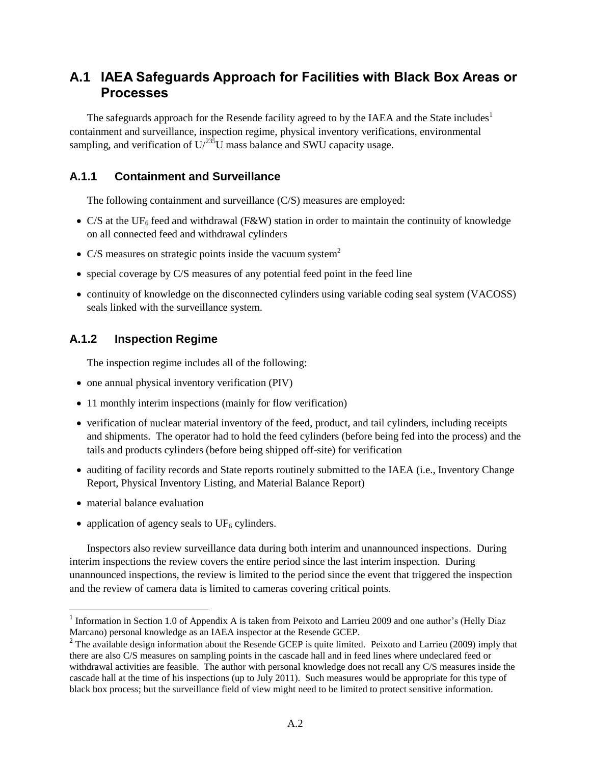## A.1 IAEA Safeguards Approach for Facilities with Black Box Areas or Processes

The safeguards approach for the Resende facility agreed to by the IAEA and the State includes[1] containment and surveillance, inspection regime, physical inventory verifications, environmental sampling, and verification of $U/^{235}U$ mass balance and SWU capacity usage.

### A.1.1 Containment and Surveillance

The following containment and surveillance (C/S) measures are employed:

- C/S at the $UF_6$ feed and withdrawal (F&W) station in order to maintain the continuity of knowledge on all connected feed and withdrawal cylinders
- C/S measures on strategic points inside the vacuum system[2]
- special coverage by C/S measures of any potential feed point in the feed line
- continuity of knowledge on the disconnected cylinders using variable coding seal system (VACOSS) seals linked with the surveillance system.

### A.1.2 Inspection Regime

The inspection regime includes all of the following:

- one annual physical inventory verification (PIV)
- 11 monthly interim inspections (mainly for flow verification)
- verification of nuclear material inventory of the feed, product, and tail cylinders, including receipts and shipments. The operator had to hold the feed cylinders (before being fed into the process) and the tails and products cylinders (before being shipped off-site) for verification
- auditing of facility records and State reports routinely submitted to the IAEA (i.e., Inventory Change Report, Physical Inventory Listing, and Material Balance Report)
- material balance evaluation
- application of agency seals to $UF_6$ cylinders.

Inspectors also review surveillance data during both interim and unannounced inspections. During interim inspections the review covers the entire period since the last interim inspection. During unannounced inspections, the review is limited to the period since the event that triggered the inspection and the review of camera data is limited to cameras covering critical points.

[1] Information in Section 1.0 of Appendix A is taken from Peixoto and Larrieu 2009 and one author's (Helly Diaz Marcano) personal knowledge as an IAEA inspector at the Resende GCEP.

[2] The available design information about the Resende GCEP is quite limited. Peixoto and Larrieu (2009) imply that there are also C/S measures on sampling points in the cascade hall and in feed lines where undeclared feed or withdrawal activities are feasible. The author with personal knowledge does not recall any C/S measures inside the cascade hall at the time of his inspections (up to July 2011). Such measures would be appropriate for this type of black box process; but the surveillance field of view might need to be limited to protect sensitive information.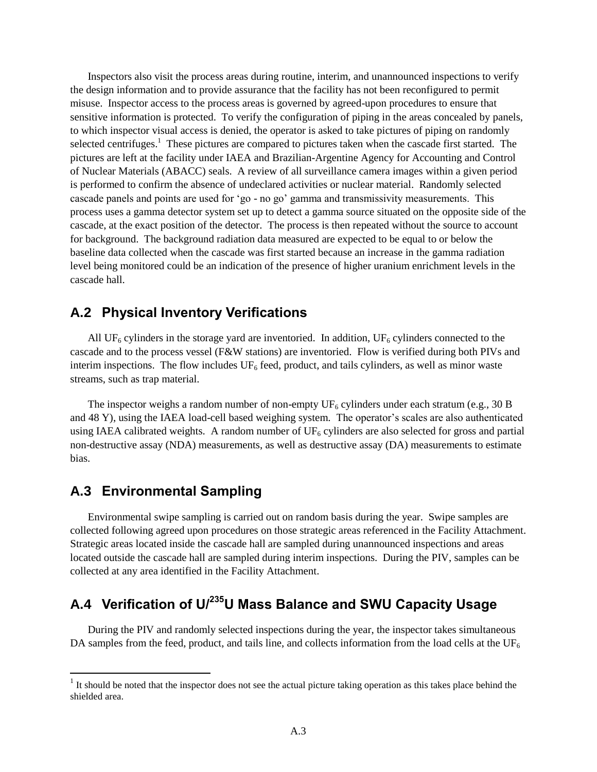Inspectors also visit the process areas during routine, interim, and unannounced inspections to verify the design information and to provide assurance that the facility has not been reconfigured to permit misuse. Inspector access to the process areas is governed by agreed-upon procedures to ensure that sensitive information is protected. To verify the configuration of piping in the areas concealed by panels, to which inspector visual access is denied, the operator is asked to take pictures of piping on randomly selected centrifuges.[1] These pictures are compared to pictures taken when the cascade first started. The pictures are left at the facility under IAEA and Brazilian-Argentine Agency for Accounting and Control of Nuclear Materials (ABACC) seals. A review of all surveillance camera images within a given period is performed to confirm the absence of undeclared activities or nuclear material. Randomly selected cascade panels and points are used for 'go - no go' gamma and transmissivity measurements. This process uses a gamma detector system set up to detect a gamma source situated on the opposite side of the cascade, at the exact position of the detector. The process is then repeated without the source to account for background. The background radiation data measured are expected to be equal to or below the baseline data collected when the cascade was first started because an increase in the gamma radiation level being monitored could be an indication of the presence of higher uranium enrichment levels in the cascade hall.

## A.2 Physical Inventory Verifications

All $UF_6$ cylinders in the storage yard are inventoried. In addition, $UF_6$ cylinders connected to the cascade and to the process vessel (F&W stations) are inventoried. Flow is verified during both PIVs and interim inspections. The flow includes $UF_6$ feed, product, and tails cylinders, as well as minor waste streams, such as trap material.

The inspector weighs a random number of non-empty $UF_6$ cylinders under each stratum (e.g., 30 B and 48 Y), using the IAEA load-cell based weighing system. The operator's scales are also authenticated using IAEA calibrated weights. A random number of $UF_6$ cylinders are also selected for gross and partial non-destructive assay (NDA) measurements, as well as destructive assay (DA) measurements to estimate bias.

## A.3 Environmental Sampling

Environmental swipe sampling is carried out on random basis during the year. Swipe samples are collected following agreed upon procedures on those strategic areas referenced in the Facility Attachment. Strategic areas located inside the cascade hall are sampled during unannounced inspections and areas located outside the cascade hall are sampled during interim inspections. During the PIV, samples can be collected at any area identified in the Facility Attachment.

## A.4 Verification of U/$^{235}$U Mass Balance and SWU Capacity Usage

During the PIV and randomly selected inspections during the year, the inspector takes simultaneous DA samples from the feed, product, and tails line, and collects information from the load cells at the $UF_6$

[1] It should be noted that the inspector does not see the actual picture taking operation as this takes place behind the shielded area.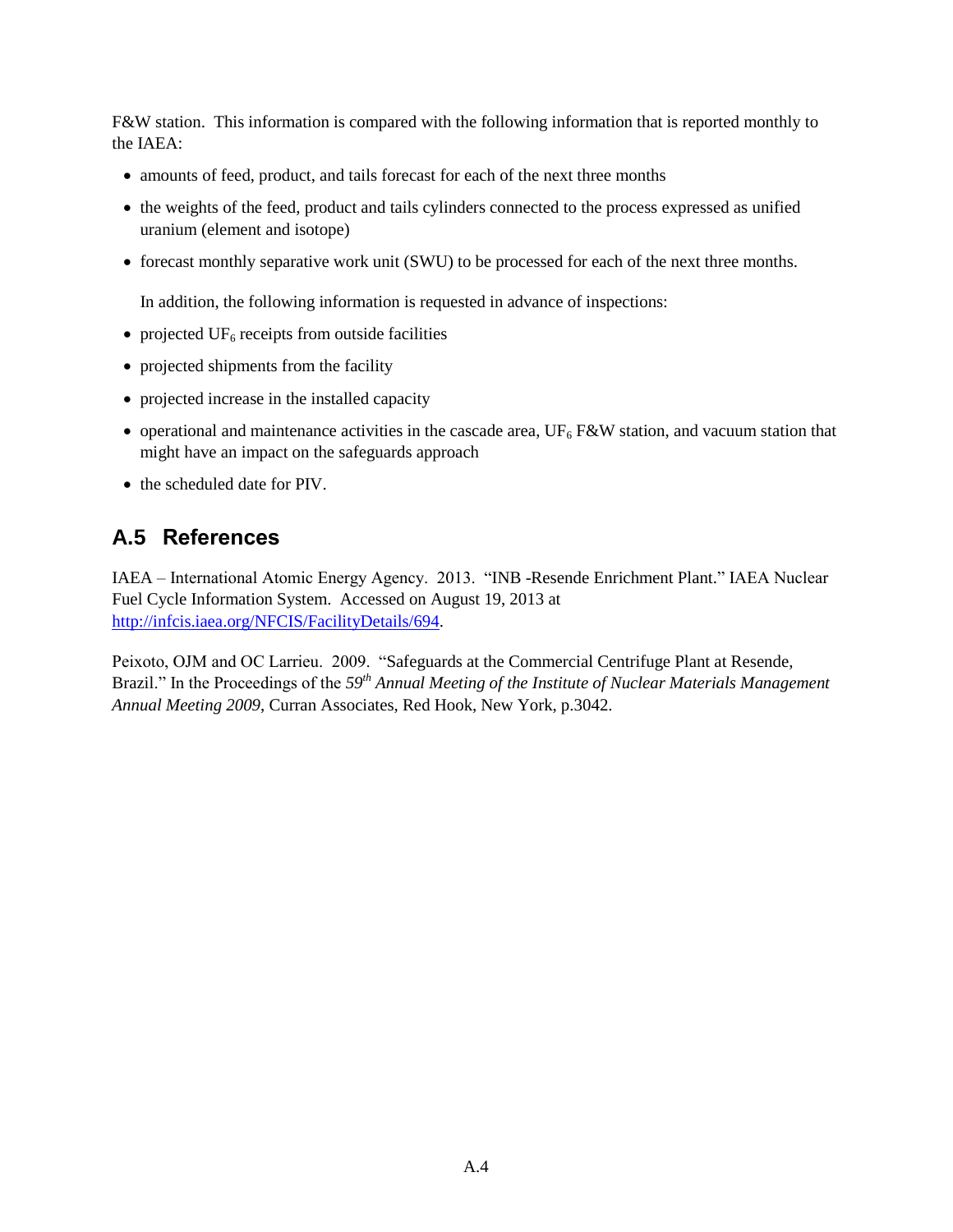F&W station. This information is compared with the following information that is reported monthly to the IAEA:

- amounts of feed, product, and tails forecast for each of the next three months
- the weights of the feed, product and tails cylinders connected to the process expressed as unified uranium (element and isotope)
- forecast monthly separative work unit (SWU) to be processed for each of the next three months.

  In addition, the following information is requested in advance of inspections:

- projected $UF_6$ receipts from outside facilities
- projected shipments from the facility
- projected increase in the installed capacity
- operational and maintenance activities in the cascade area, $UF_6$ F&W station, and vacuum station that might have an impact on the safeguards approach
- the scheduled date for PIV.

## A.5 References

IAEA – International Atomic Energy Agency. 2013. "INB -Resende Enrichment Plant." IAEA Nuclear Fuel Cycle Information System. Accessed on August 19, 2013 at http://infcis.iaea.org/NFCIS/FacilityDetails/694.

Peixoto, OJM and OC Larrieu. 2009. "Safeguards at the Commercial Centrifuge Plant at Resende, Brazil." In the Proceedings of the *59th Annual Meeting of the Institute of Nuclear Materials Management Annual Meeting 2009*, Curran Associates, Red Hook, New York, p.3042.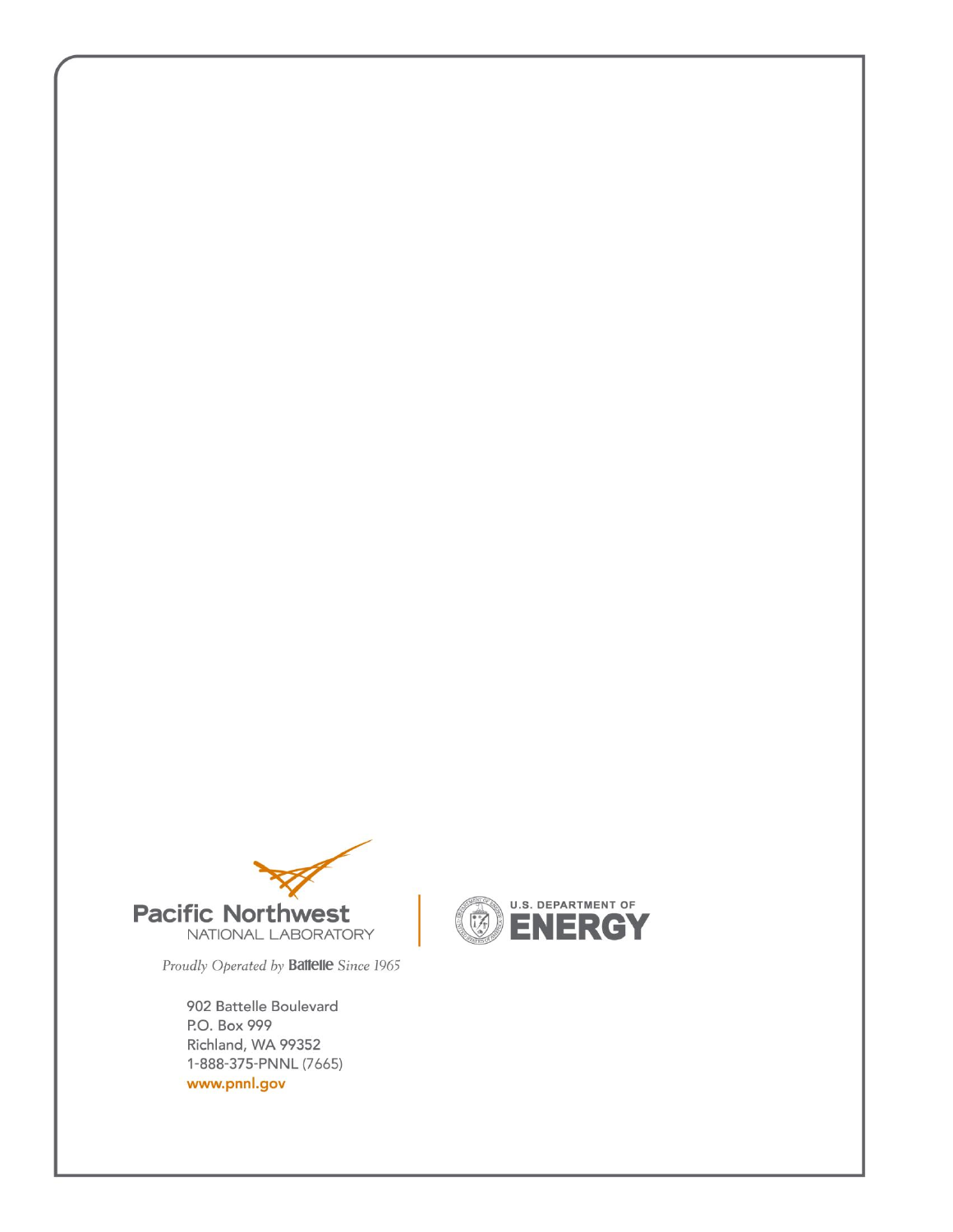Pacific Northwest
NATIONAL LABORATORY

*Proudly Operated by* **Battelle** *Since 1965*

U.S. DEPARTMENT OF
ENERGY

902 Battelle Boulevard
P.O. Box 999
Richland, WA 99352
1-888-375-PNNL (7665)
**www.pnnl.gov**